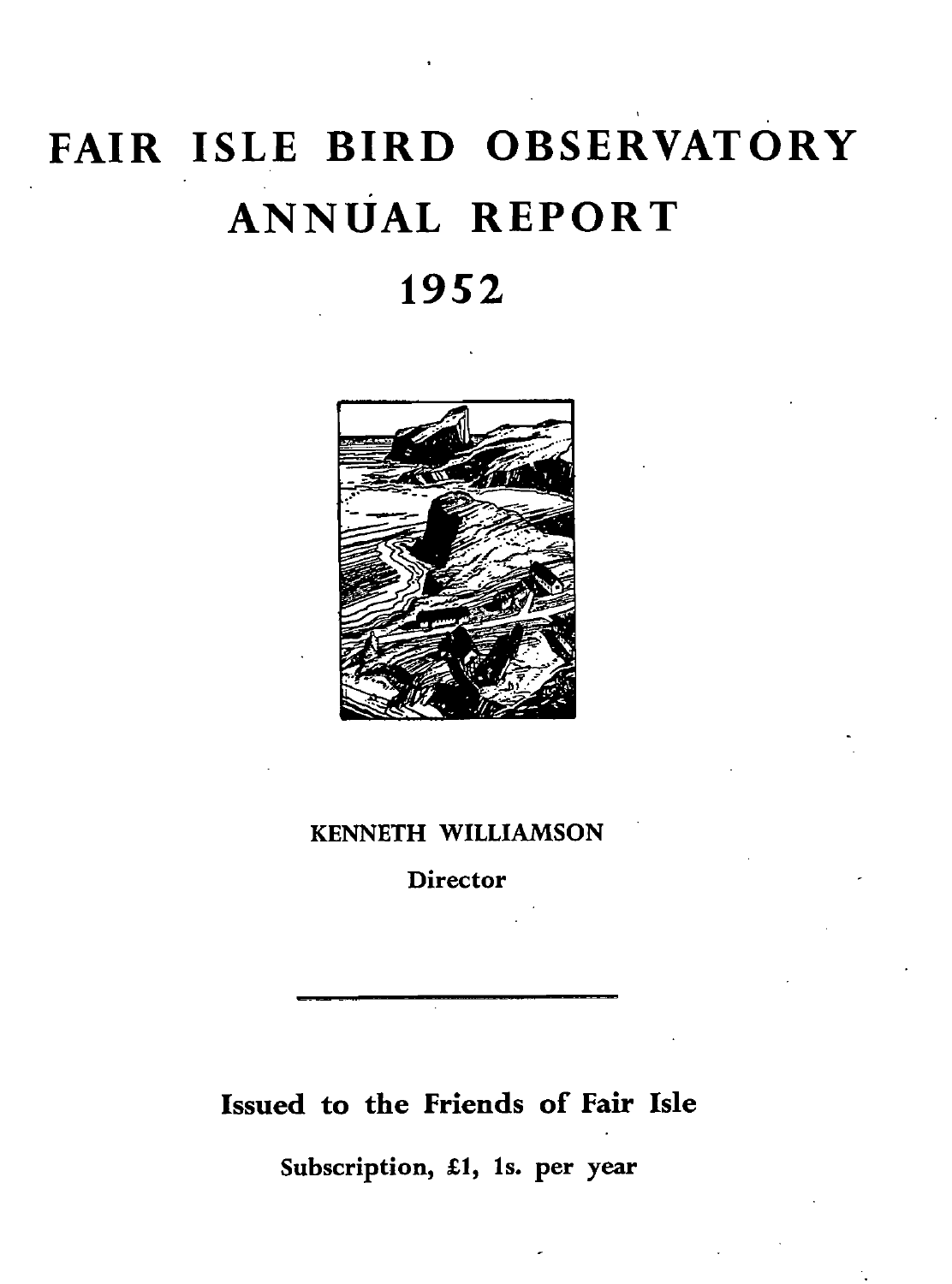# FAIR ISLE BIRD OBSERVATORY
# ANNUAL REPORT
# 1952

KENNETH WILLIAMSON

Director

---

**Issued to the Friends of Fair Isle**

**Subscription, £1, 1s. per year**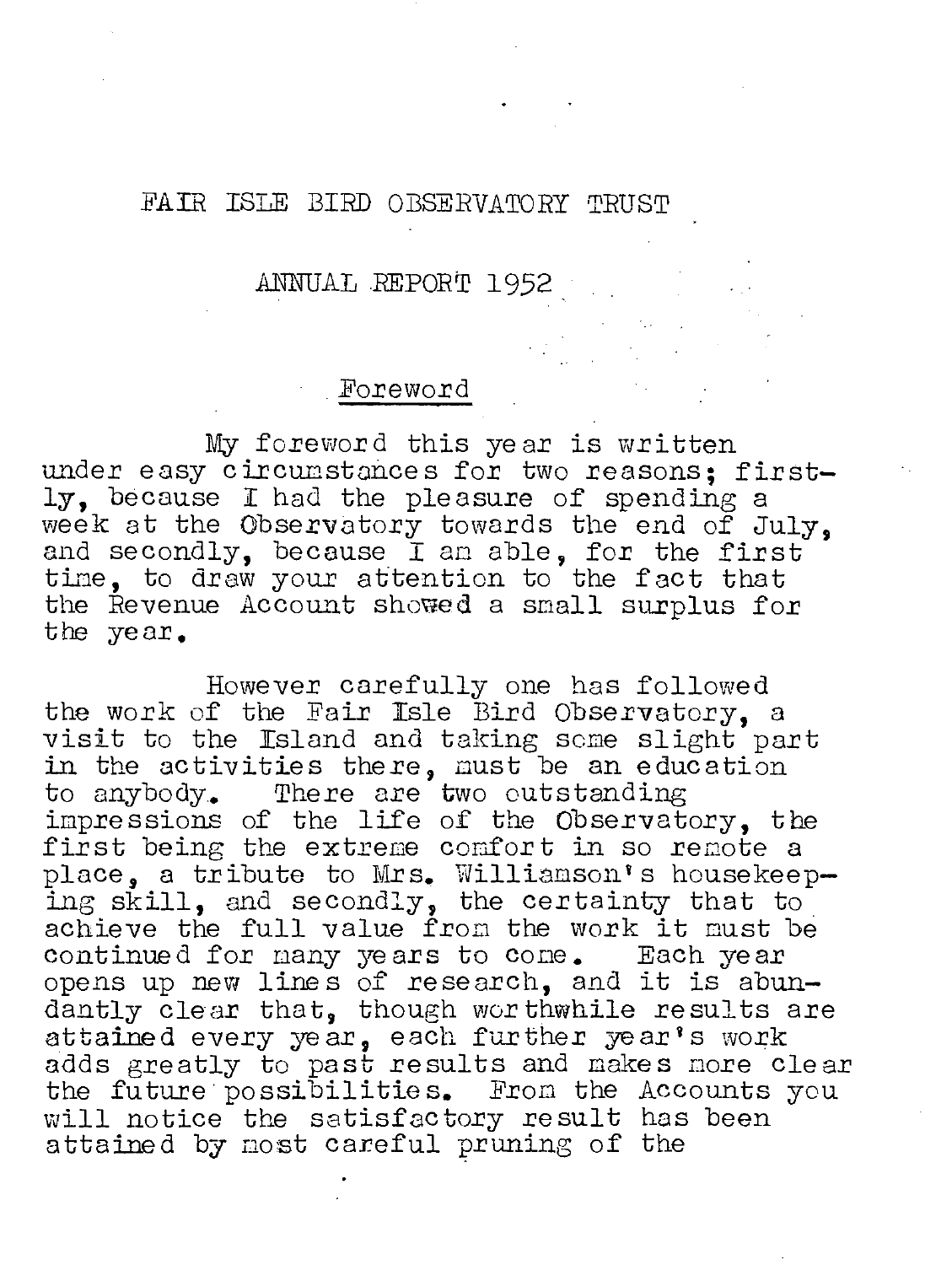# FAIR ISLE BIRD OBSERVATORY TRUST

## ANNUAL REPORT 1952

### Foreword

My foreword this year is written under easy circumstances for two reasons; firstly, because I had the pleasure of spending a week at the Observatory towards the end of July, and secondly, because I am able, for the first time, to draw your attention to the fact that the Revenue Account showed a small surplus for the year.

However carefully one has followed the work of the Fair Isle Bird Observatory, a visit to the Island and taking some slight part in the activities there, must be an education to anybody. There are two outstanding impressions of the life of the Observatory, the first being the extreme comfort in so remote a place, a tribute to Mrs. Williamson's housekeeping skill, and secondly, the certainty that to achieve the full value from the work it must be continued for many years to come. Each year opens up new lines of research, and it is abundantly clear that, though worthwhile results are attained every year, each further year's work adds greatly to past results and makes more clear the future possibilities. From the Accounts you will notice the satisfactory result has been attained by most careful pruning of the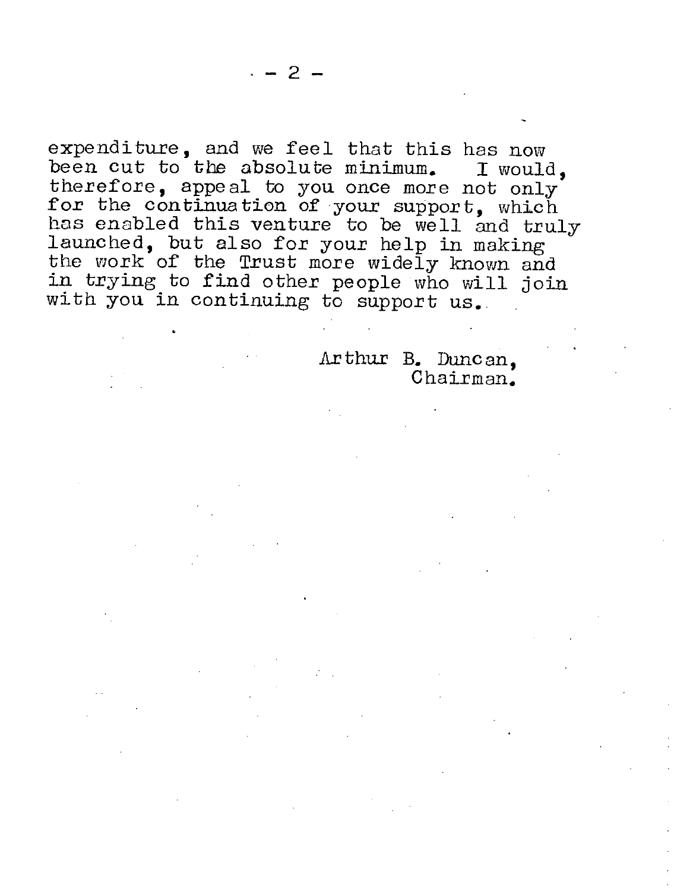expenditure, and we feel that this has now been cut to the absolute minimum. I would, therefore, appeal to you once more not only for the continuation of your support, which has enabled this venture to be well and truly launched, but also for your help in making the work of the Trust more widely known and in trying to find other people who will join with you in continuing to support us.

Arthur B. Duncan,
Chairman.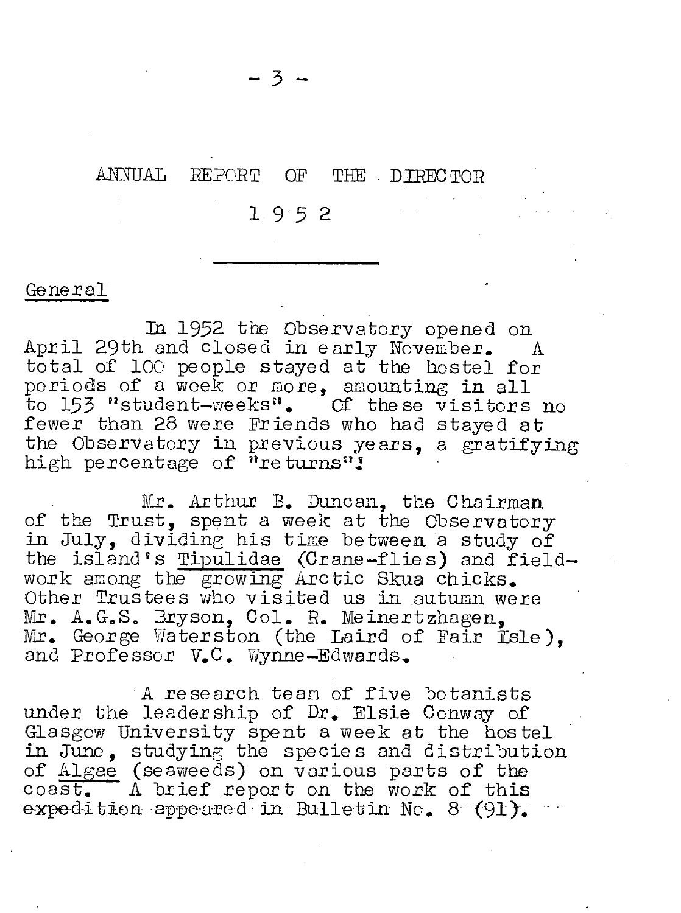# ANNUAL REPORT OF THE DIRECTOR

## 1952

### General

In 1952 the Observatory opened on April 29th and closed in early November. A total of 100 people stayed at the hostel for periods of a week or more, amounting in all to 153 "student-weeks". Of these visitors no fewer than 28 were Friends who had stayed at the Observatory in previous years, a gratifying high percentage of "returns"!

Mr. Arthur B. Duncan, the Chairman of the Trust, spent a week at the Observatory in July, dividing his time between a study of the island's Tipulidae (Crane-flies) and field-work among the growing Arctic Skua chicks. Other Trustees who visited us in autumn were Mr. A.G.S. Bryson, Col. R. Meinertzhagen, Mr. George Waterston (the Laird of Fair Isle), and Professor V.C. Wynne-Edwards.

A research team of five botanists under the leadership of Dr. Elsie Conway of Glasgow University spent a week at the hostel in June, studying the species and distribution of Algae (seaweeds) on various parts of the coast. A brief report on the work of this expedition appeared in Bulletin No. 8 (91).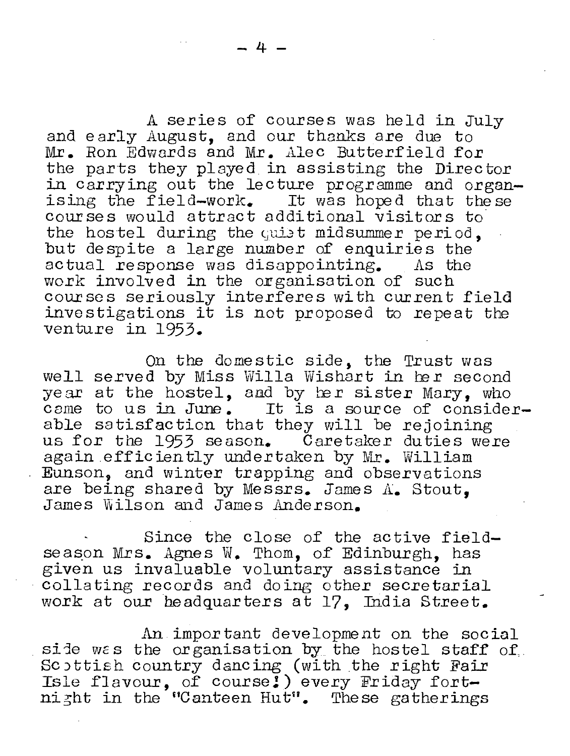A series of courses was held in July and early August, and our thanks are due to Mr. Ron Edwards and Mr. Alec Butterfield for the parts they played in assisting the Director in carrying out the lecture programme and organising the field-work. It was hoped that these courses would attract additional visitors to the hostel during the quiet midsummer period, but despite a large number of enquiries the actual response was disappointing. As the work involved in the organisation of such courses seriously interferes with current field investigations it is not proposed to repeat the venture in 1953.

On the domestic side, the Trust was well served by Miss Willa Wishart in her second year at the hostel, and by her sister Mary, who came to us in June. It is a source of considerable satisfaction that they will be rejoining us for the 1953 season. Caretaker duties were again efficiently undertaken by Mr. William Eunson, and winter trapping and observations are being shared by Messrs. James A. Stout, James Wilson and James Anderson.

Since the close of the active field-season Mrs. Agnes W. Thom, of Edinburgh, has given us invaluable voluntary assistance in collating records and doing other secretarial work at our headquarters at 17, India Street.

An important development on the social side was the organisation by the hostel staff of Scottish country dancing (with the right Fair Isle flavour, of course!) every Friday fortnight in the "Canteen Hut". These gatherings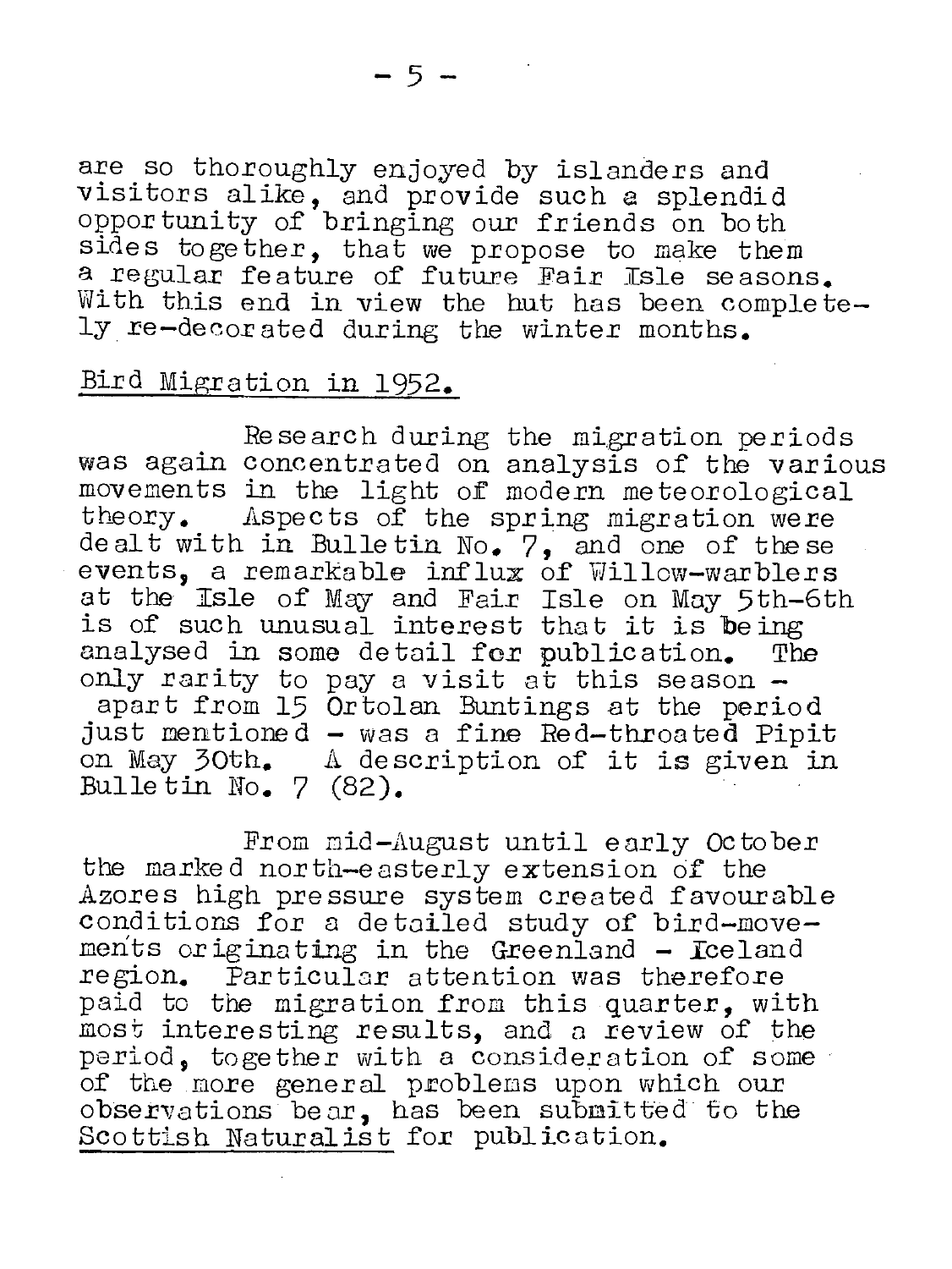are so thoroughly enjoyed by islanders and visitors alike, and provide such a splendid opportunity of bringing our friends on both sides together, that we propose to make them a regular feature of future Fair Isle seasons. With this end in view the hut has been completely re-decorated during the winter months.

## Bird Migration in 1952.

Research during the migration periods was again concentrated on analysis of the various movements in the light of modern meteorological theory. Aspects of the spring migration were dealt with in Bulletin No. 7, and one of these events, a remarkable influx of Willow-warblers at the Isle of May and Fair Isle on May 5th-6th is of such unusual interest that it is being analysed in some detail for publication. The only rarity to pay a visit at this season - apart from 15 Ortolan Buntings at the period just mentioned - was a fine Red-throated Pipit on May 30th. A description of it is given in Bulletin No. 7 (82).

From mid-August until early October the marked north-easterly extension of the Azores high pressure system created favourable conditions for a detailed study of bird-movements originating in the Greenland - Iceland region. Particular attention was therefore paid to the migration from this quarter, with most interesting results, and a review of the period, together with a consideration of some of the more general problems upon which our observations bear, has been submitted to the Scottish Naturalist for publication.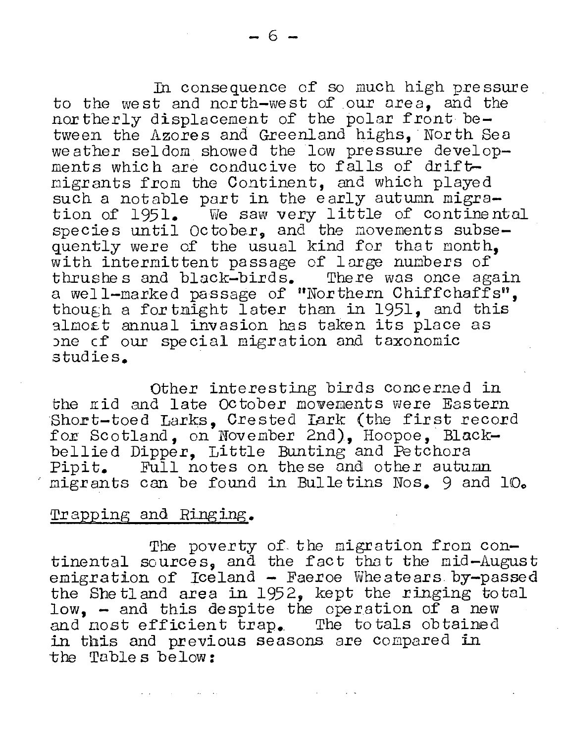In consequence of so much high pressure to the west and north-west of our area, and the northerly displacement of the polar front between the Azores and Greenland highs, North Sea weather seldom showed the low pressure developments which are conducive to falls of drift-migrants from the Continent, and which played such a notable part in the early autumn migration of 1951. We saw very little of continental species until October, and the movements subsequently were of the usual kind for that month, with intermittent passage of large numbers of thrushes and black-birds. There was once again a well-marked passage of "Northern Chiffchaffs", though a fortnight later than in 1951, and this almost annual invasion has taken its place as one of our special migration and taxonomic studies.

Other interesting birds concerned in the mid and late October movements were Eastern Short-toed Larks, Crested Lark (the first record for Scotland, on November 2nd), Hoopoe, Black-bellied Dipper, Little Bunting and Petchora Pipit. Full notes on these and other autumn migrants can be found in Bulletins Nos. 9 and 10.

## Trapping and Ringing.

The poverty of the migration from continental sources, and the fact that the mid-August emigration of Iceland - Faeroe Wheatears by-passed the Shetland area in 1952, kept the ringing total low, - and this despite the operation of a new and most efficient trap. The totals obtained in this and previous seasons are compared in the Tables below: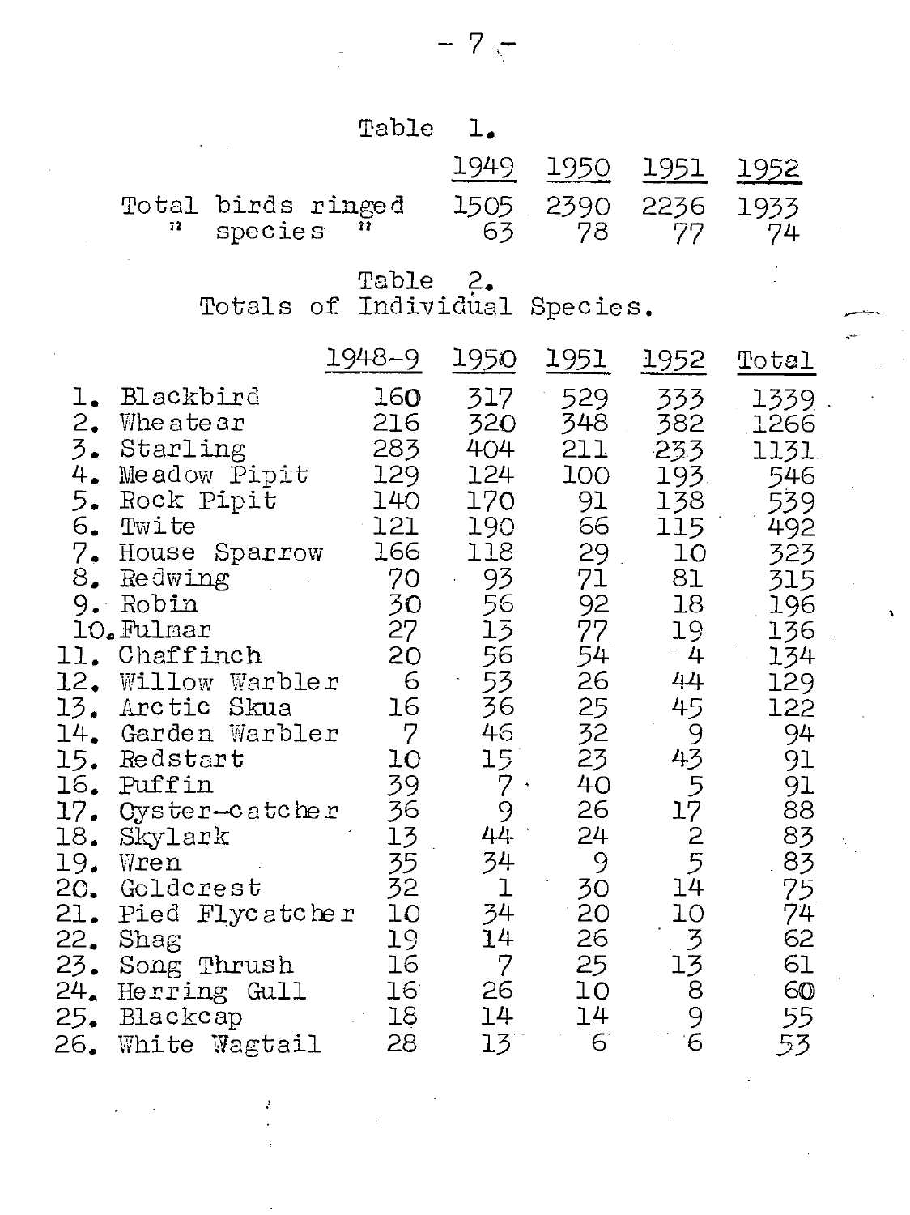Table 1.

| | 1949 | 1950 | 1951 | 1952 |
|---|---|---|---|---|
| Total birds ringed | 1505 | 2390 | 2236 | 1933 |
| " species " | 63 | 78 | 77 | 74 |

Table 2.
Totals of Individual Species.

| | 1948-9 | 1950 | 1951 | 1952 | Total |
|---|---|---|---|---|---|
| 1. Blackbird | 160 | 317 | 529 | 333 | 1339 |
| 2. Wheatear | 216 | 320 | 348 | 382 | 1266 |
| 3. Starling | 283 | 404 | 211 | 233 | 1131 |
| 4. Meadow Pipit | 129 | 124 | 100 | 193 | 546 |
| 5. Rock Pipit | 140 | 170 | 91 | 138 | 539 |
| 6. Twite | 121 | 190 | 66 | 115 | 492 |
| 7. House Sparrow | 166 | 118 | 29 | 10 | 323 |
| 8. Redwing | 70 | 93 | 71 | 81 | 315 |
| 9. Robin | 30 | 56 | 92 | 18 | 196 |
| 10. Fulmar | 27 | 13 | 77 | 19 | 136 |
| 11. Chaffinch | 20 | 56 | 54 | 4 | 134 |
| 12. Willow Warbler | 6 | 53 | 26 | 44 | 129 |
| 13. Arctic Skua | 16 | 36 | 25 | 45 | 122 |
| 14. Garden Warbler | 7 | 46 | 32 | 9 | 94 |
| 15. Redstart | 10 | 15 | 23 | 43 | 91 |
| 16. Puffin | 39 | 7 | 40 | 5 | 91 |
| 17. Oyster-catcher | 36 | 9 | 26 | 17 | 88 |
| 18. Skylark | 13 | 44 | 24 | 2 | 83 |
| 19. Wren | 35 | 34 | 9 | 5 | 83 |
| 20. Goldcrest | 32 | 1 | 30 | 14 | 75 |
| 21. Pied Flycatcher | 10 | 34 | 20 | 10 | 74 |
| 22. Shag | 19 | 14 | 26 | 3 | 62 |
| 23. Song Thrush | 16 | 7 | 25 | 13 | 61 |
| 24. Herring Gull | 16 | 26 | 10 | 8 | 60 |
| 25. Blackcap | 18 | 14 | 14 | 9 | 55 |
| 26. White Wagtail | 28 | 13 | 6 | 6 | 53 |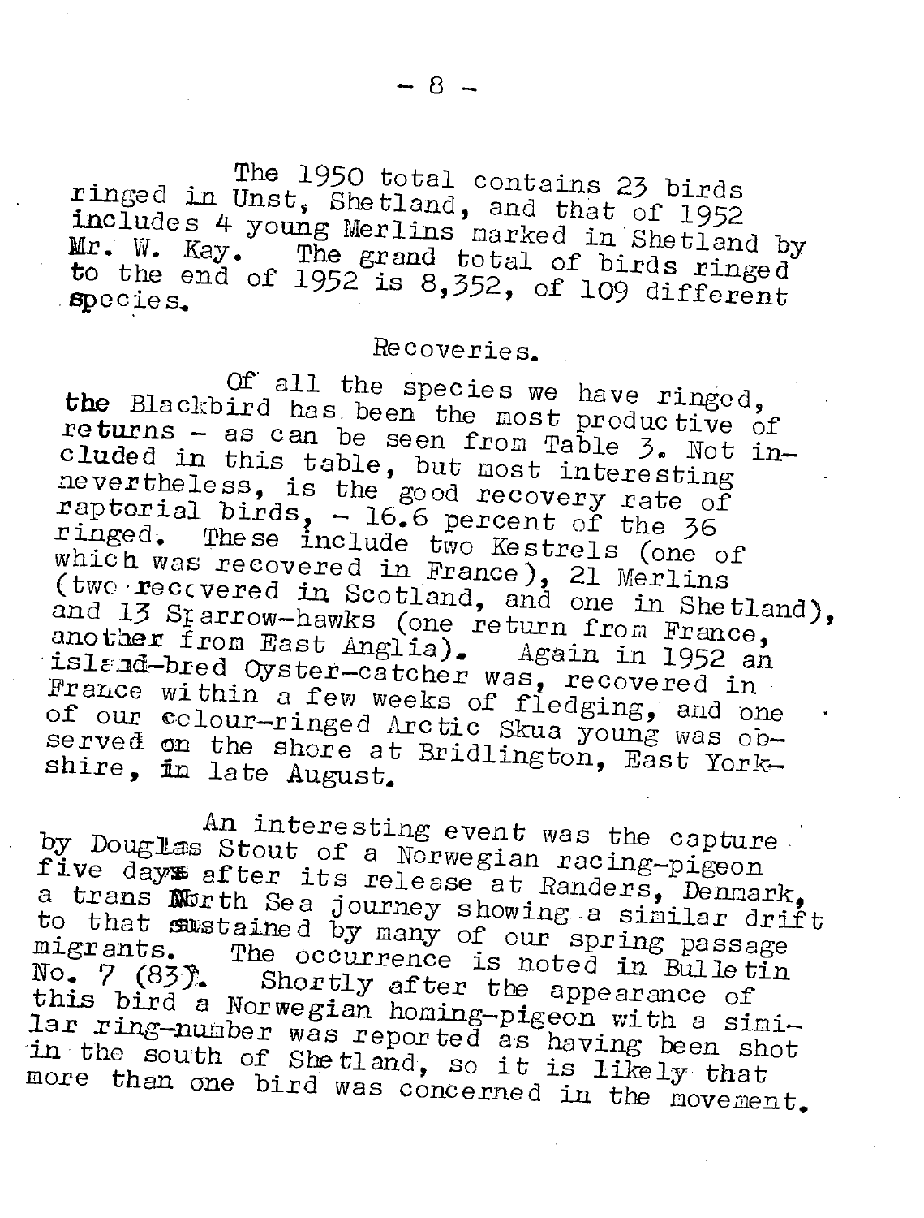The 1950 total contains 23 birds ringed in Unst, Shetland, and that of 1952 includes 4 young Merlins marked in Shetland by Mr. W. Kay. The grand total of birds ringed to the end of 1952 is 8,352, of 109 different species.

## Recoveries.

Of all the species we have ringed, the Blackbird has been the most productive of returns - as can be seen from Table 3. Not included in this table, but most interesting nevertheless, is the good recovery rate of raptorial birds, - 16.6 percent of the 36 ringed. These include two Kestrels (one of which was recovered in France), 21 Merlins (two recovered in Scotland, and one in Shetland), and 13 Sparrow-hawks (one return from France, another from East Anglia). Again in 1952 an island-bred Oyster-catcher was, recovered in France within a few weeks of fledging, and one of our colour-ringed Arctic Skua young was observed on the shore at Bridlington, East Yorkshire, in late August.

An interesting event was the capture by Douglas Stout of a Norwegian racing-pigeon five days after its release at Randers, Denmark, a trans North Sea journey showing a similar drift to that sustained by many of our spring passage migrants. The occurrence is noted in Bulletin No. 7 (83). Shortly after the appearance of this bird a Norwegian homing-pigeon with a similar ring-number was reported as having been shot in the south of Shetland, so it is likely that more than one bird was concerned in the movement.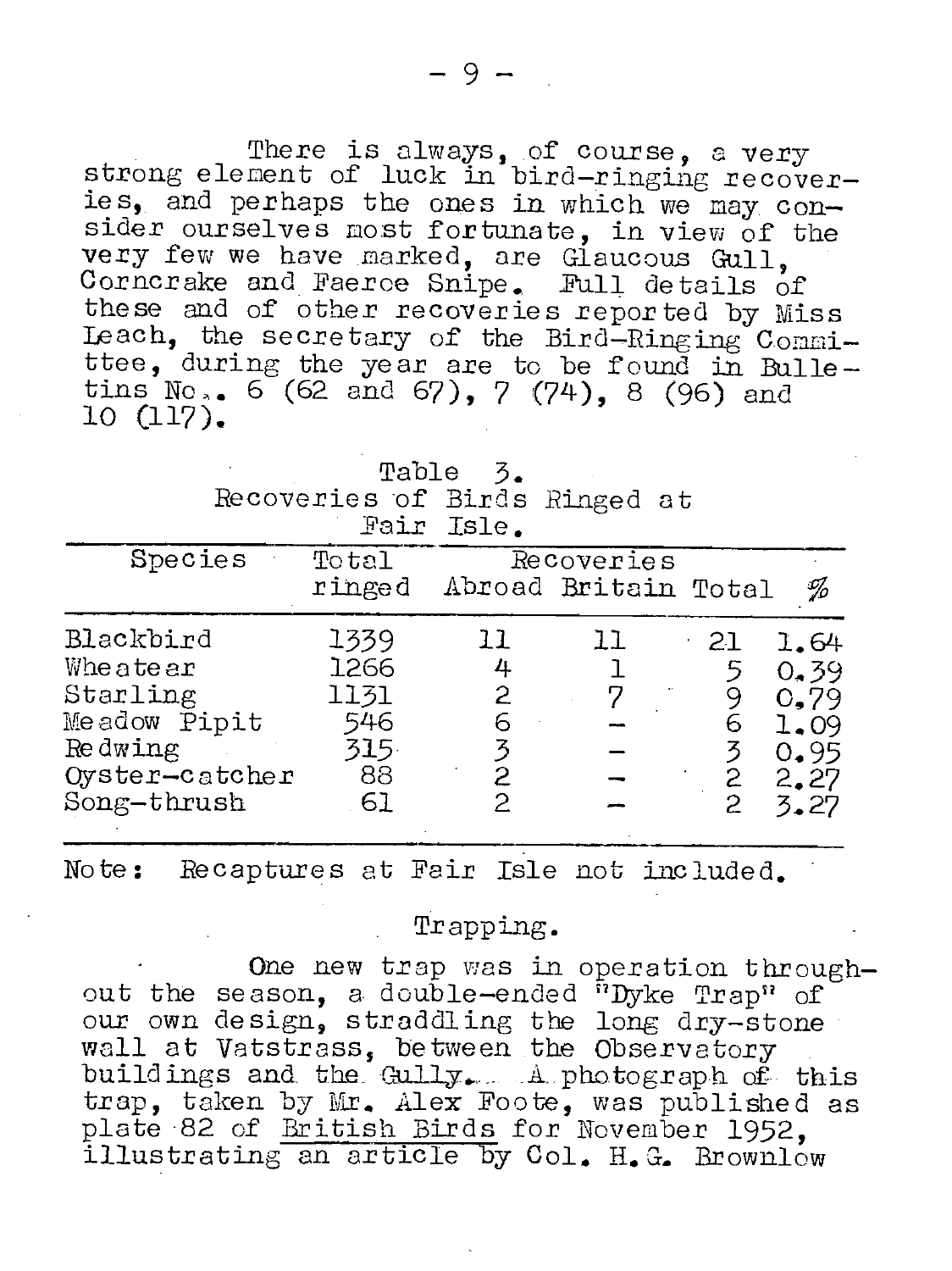There is always, of course, a very strong element of luck in bird-ringing recoveries, and perhaps the ones in which we may consider ourselves most fortunate, in view of the very few we have marked, are Glaucous Gull, Corncrake and Faeroe Snipe. Full details of these and of other recoveries reported by Miss Leach, the secretary of the Bird-Ringing Committee, during the year are to be found in Bulletins No.. 6 (62 and 67), 7 (74), 8 (96) and 10 (117).

Table 3.
Recoveries of Birds Ringed at Fair Isle.

| Species | Total ringed | Recoveries Abroad | Recoveries Britain | Recoveries Total | % |
|---|---|---|---|---|---|
| Blackbird | 1339 | 11 | 11 | 21 | 1.64 |
| Wheatear | 1266 | 4 | 1 | 5 | 0.39 |
| Starling | 1131 | 2 | 7 | 9 | 0.79 |
| Meadow Pipit | 546 | 6 | – | 6 | 1.09 |
| Redwing | 315 | 3 | – | 3 | 0.95 |
| Oyster-catcher | 88 | 2 | – | 2 | 2.27 |
| Song-thrush | 61 | 2 | – | 2 | 3.27 |

Note: Recaptures at Fair Isle not included.

## Trapping.

One new trap was in operation throughout the season, a double-ended "Dyke Trap" of our own design, straddling the long dry-stone wall at Vatstrass, between the Observatory buildings and the Gully. A photograph of this trap, taken by Mr. Alex Foote, was published as plate 82 of British Birds for November 1952, illustrating an article by Col. H.G. Brownlow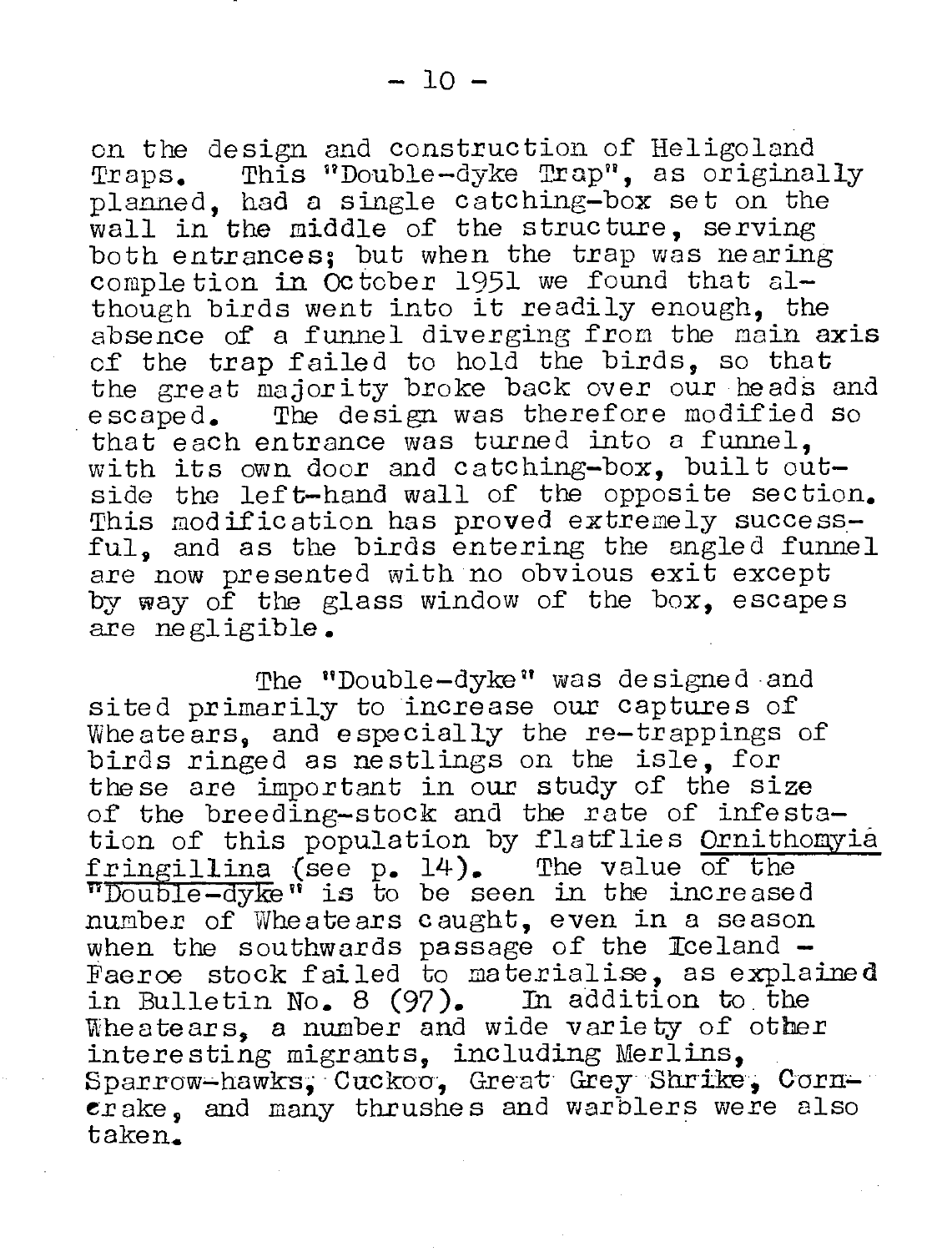on the design and construction of Heligoland Traps. This "Double-dyke Trap", as originally planned, had a single catching-box set on the wall in the middle of the structure, serving both entrances; but when the trap was nearing completion in October 1951 we found that although birds went into it readily enough, the absence of a funnel diverging from the main axis of the trap failed to hold the birds, so that the great majority broke back over our heads and escaped. The design was therefore modified so that each entrance was turned into a funnel, with its own door and catching-box, built outside the left-hand wall of the opposite section. This modification has proved extremely successful, and as the birds entering the angled funnel are now presented with no obvious exit except by way of the glass window of the box, escapes are negligible.

The "Double-dyke" was designed and sited primarily to increase our captures of Wheatears, and especially the re-trappings of birds ringed as nestlings on the isle, for these are important in our study of the size of the breeding-stock and the rate of infestation of this population by flatflies Ornithomyia fringillina (see p. 14). The value of the "Double-dyke" is to be seen in the increased number of Wheatears caught, even in a season when the southwards passage of the Iceland - Faeroe stock failed to materialise, as explained in Bulletin No. 8 (97). In addition to the Wheatears, a number and wide variety of other interesting migrants, including Merlins, Sparrow-hawks, Cuckoo, Great Grey Shrike, Corncrake, and many thrushes and warblers were also taken.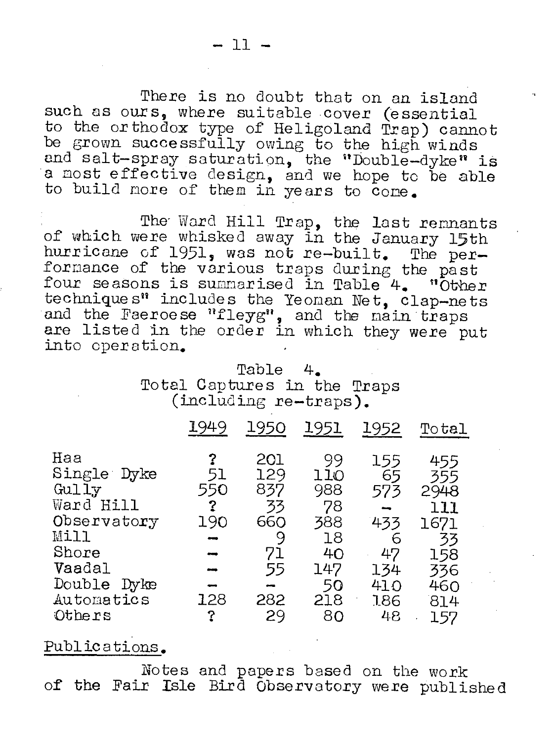There is no doubt that on an island such as ours, where suitable cover (essential to the orthodox type of Heligoland Trap) cannot be grown successfully owing to the high winds and salt-spray saturation, the "Double-dyke" is a most effective design, and we hope to be able to build more of them in years to come.

The Ward Hill Trap, the last remnants of which were whisked away in the January 15th hurricane of 1951, was not re-built. The performance of the various traps during the past four seasons is summarised in Table 4. "Other techniques" includes the Yeoman Net, clap-nets and the Faeroese "fleyg", and the main traps are listed in the order in which they were put into operation.

Table 4.
Total Captures in the Traps (including re-traps).

| | 1949 | 1950 | 1951 | 1952 | Total |
|---|---|---|---|---|---|
| Haa | ? | 201 | 99 | 155 | 455 |
| Single Dyke | 51 | 129 | 110 | 65 | 355 |
| Gully | 550 | 837 | 988 | 573 | 2948 |
| Ward Hill | ? | 33 | 78 | – | 111 |
| Observatory | 190 | 660 | 388 | 433 | 1671 |
| Mill | – | 9 | 18 | 6 | 33 |
| Shore | – | 71 | 40 | 47 | 158 |
| Vaadal | – | 55 | 147 | 134 | 336 |
| Double Dyke | – | – | 50 | 410 | 460 |
| Automatics | 128 | 282 | 218 | 186 | 814 |
| Others | ? | 29 | 80 | 48 | 157 |

Publications.

Notes and papers based on the work of the Fair Isle Bird Observatory were published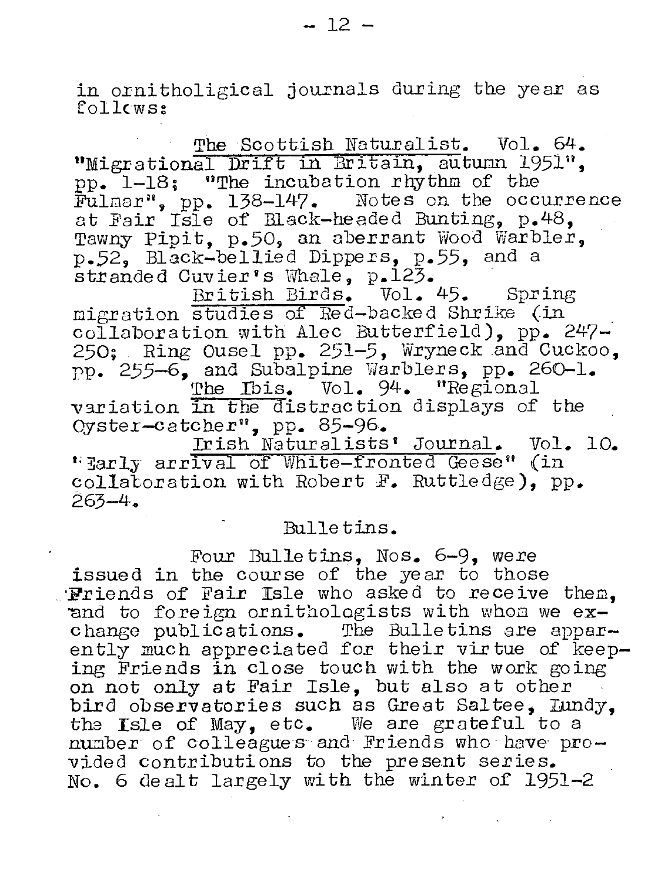in ornitholigical journals during the year as follows:

<u>The Scottish Naturalist.</u> Vol. 64. "Migrational Drift in Britain, autumn 1951", pp. 1-18; "The incubation rhythm of the Fulmar", pp. 138-147. Notes on the occurrence at Fair Isle of Black-headed Bunting, p.48, Tawny Pipit, p.50, an aberrant Wood Warbler, p.52, Black-bellied Dippers, p.55, and a stranded Cuvier's Whale, p.123.

<u>British Birds.</u> Vol. 45. Spring migration studies of Red-backed Shrike (in collaboration with Alec Butterfield), pp. 247-250; Ring Ousel pp. 251-5, Wryneck and Cuckoo, pp. 255-6, and Subalpine Warblers, pp. 260-1.

<u>The Ibis.</u> Vol. 94. "Regional variation in the distraction displays of the Oyster-catcher", pp. 85-96.

<u>Irish Naturalists' Journal.</u> Vol. 10. "Early arrival of White-fronted Geese" (in collaboration with Robert F. Ruttledge), pp. 263-4.

## Bulletins.

Four Bulletins, Nos. 6-9, were issued in the course of the year to those Friends of Fair Isle who asked to receive them, and to foreign ornithologists with whom we exchange publications. The Bulletins are apparently much appreciated for their virtue of keeping Friends in close touch with the work going on not only at Fair Isle, but also at other bird observatories such as Great Saltee, Lundy, the Isle of May, etc. We are grateful to a number of colleagues and Friends who have provided contributions to the present series. No. 6 dealt largely with the winter of 1951-2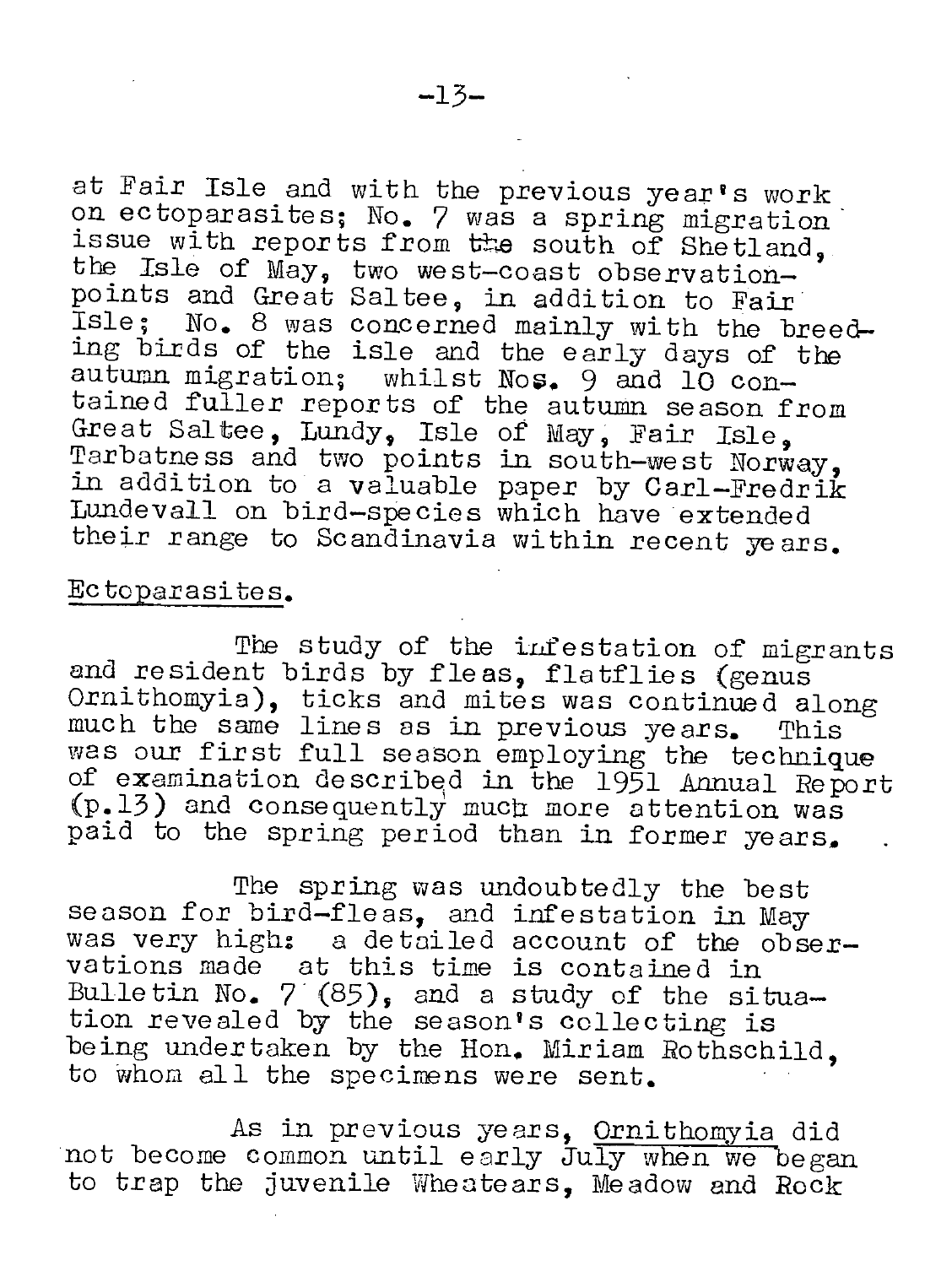at Fair Isle and with the previous year's work on ectoparasites; No. 7 was a spring migration issue with reports from the south of Shetland, the Isle of May, two west-coast observation-points and Great Saltee, in addition to Fair Isle; No. 8 was concerned mainly with the breeding birds of the isle and the early days of the autumn migration; whilst Nos. 9 and 10 contained fuller reports of the autumn season from Great Saltee, Lundy, Isle of May, Fair Isle, Tarbatness and two points in south-west Norway, in addition to a valuable paper by Carl-Fredrik Lundevall on bird-species which have extended their range to Scandinavia within recent years.

Ectoparasites.

The study of the infestation of migrants and resident birds by fleas, flatflies (genus Ornithomyia), ticks and mites was continued along much the same lines as in previous years. This was our first full season employing the technique of examination described in the 1951 Annual Report (p.13) and consequently much more attention was paid to the spring period than in former years.

The spring was undoubtedly the best season for bird-fleas, and infestation in May was very high: a detailed account of the observations made at this time is contained in Bulletin No. 7 (85), and a study of the situation revealed by the season's collecting is being undertaken by the Hon. Miriam Rothschild, to whom all the specimens were sent.

As in previous years, Ornithomyia did not become common until early July when we began to trap the juvenile Wheatears, Meadow and Rock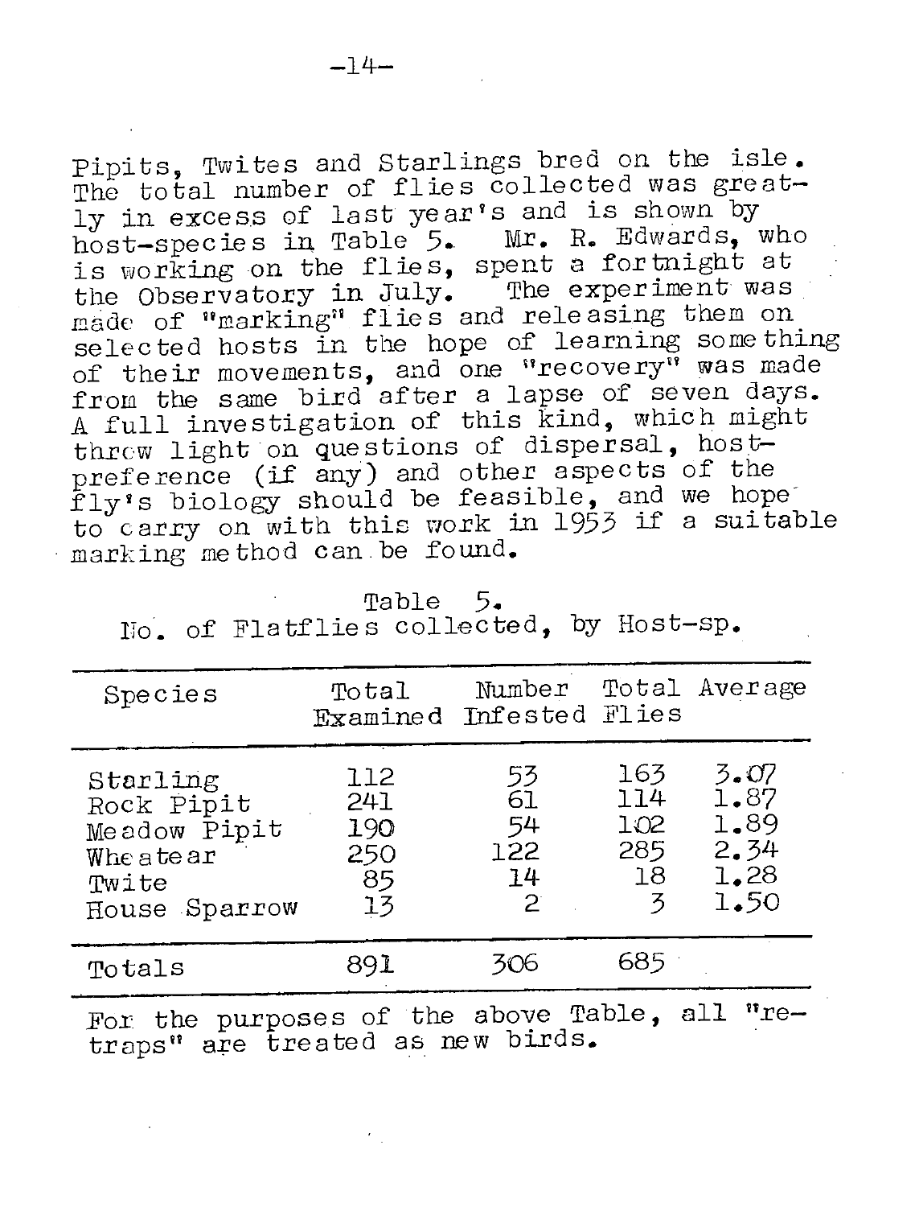Pipits, Twites and Starlings bred on the isle. The total number of flies collected was greatly in excess of last year's and is shown by host-species in Table 5. Mr. R. Edwards, who is working on the flies, spent a fortnight at the Observatory in July. The experiment was made of "marking" flies and releasing them on selected hosts in the hope of learning something of their movements, and one "recovery" was made from the same bird after a lapse of seven days. A full investigation of this kind, which might throw light on questions of dispersal, host-preference (if any) and other aspects of the fly's biology should be feasible, and we hope to carry on with this work in 1953 if a suitable marking method can be found.

Table 5.
No. of Flatflies collected, by Host-sp.

| Species | Total Examined | Number Infested | Total Flies | Average |
|---|---|---|---|---|
| Starling | 112 | 53 | 163 | 3.07 |
| Rock Pipit | 241 | 61 | 114 | 1.87 |
| Meadow Pipit | 190 | 54 | 102 | 1.89 |
| Wheatear | 250 | 122 | 285 | 2.34 |
| Twite | 85 | 14 | 18 | 1.28 |
| House Sparrow | 13 | 2 | 3 | 1.50 |
| Totals | 891 | 306 | 685 | |

For the purposes of the above Table, all "retraps" are treated as new birds.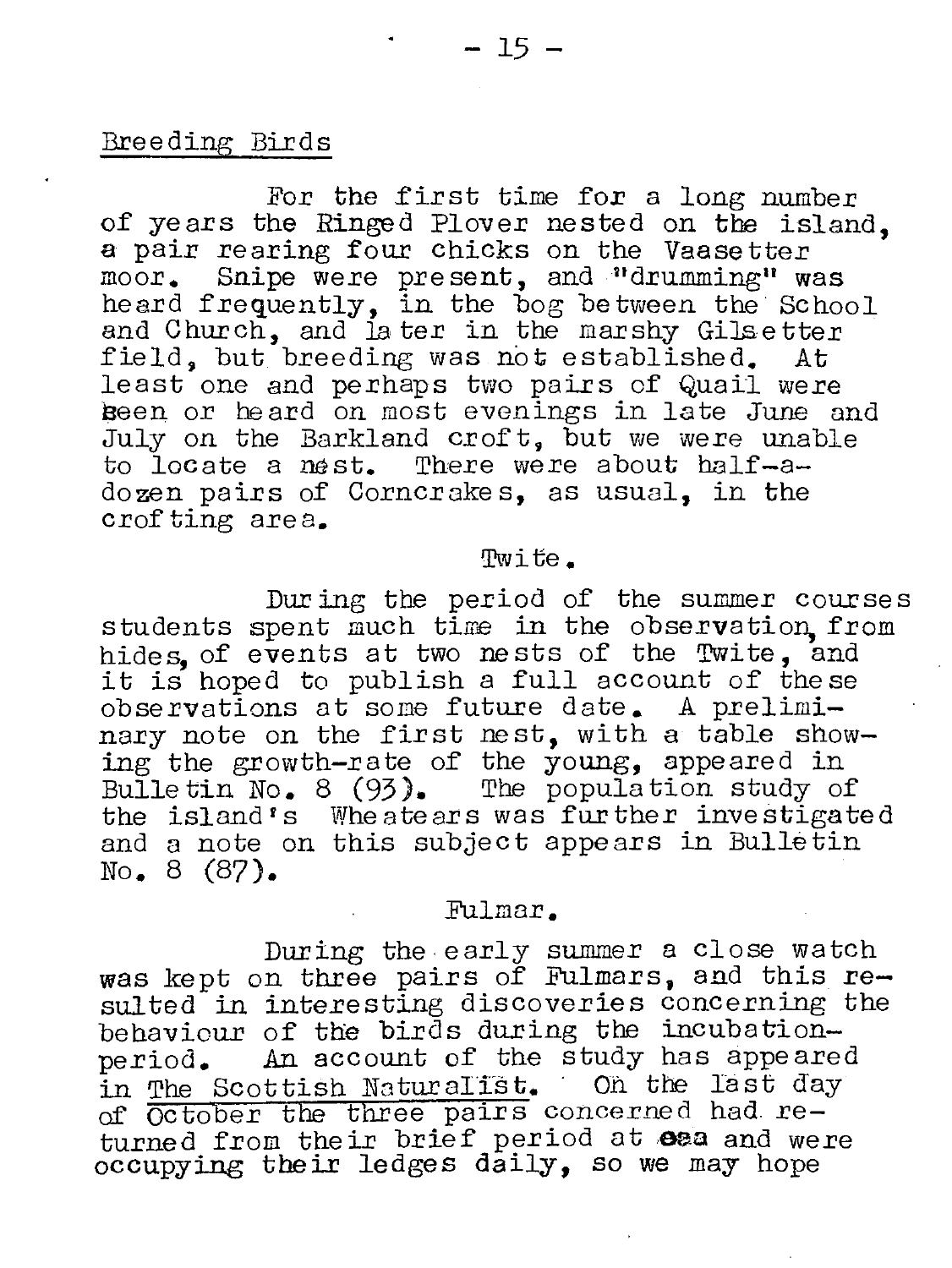## Breeding Birds

For the first time for a long number of years the Ringed Plover nested on the island, a pair rearing four chicks on the Vaasetter moor. Snipe were present, and "drumming" was heard frequently, in the bog between the School and Church, and later in the marshy Gilsetter field, but breeding was not established. At least one and perhaps two pairs of Quail were seen or heard on most evenings in late June and July on the Barkland croft, but we were unable to locate a nest. There were about half-a-dozen pairs of Corncrakes, as usual, in the crofting area.

### Twite.

During the period of the summer courses students spent much time in the observation, from hides, of events at two nests of the Twite, and it is hoped to publish a full account of these observations at some future date. A preliminary note on the first nest, with a table showing the growth-rate of the young, appeared in Bulletin No. 8 (93). The population study of the island's Wheatears was further investigated and a note on this subject appears in Bulletin No. 8 (87).

### Fulmar.

During the early summer a close watch was kept on three pairs of Fulmars, and this resulted in interesting discoveries concerning the behaviour of the birds during the incubation-period. An account of the study has appeared in The Scottish Naturalist. On the last day of October the three pairs concerned had returned from their brief period at sea and were occupying their ledges daily, so we may hope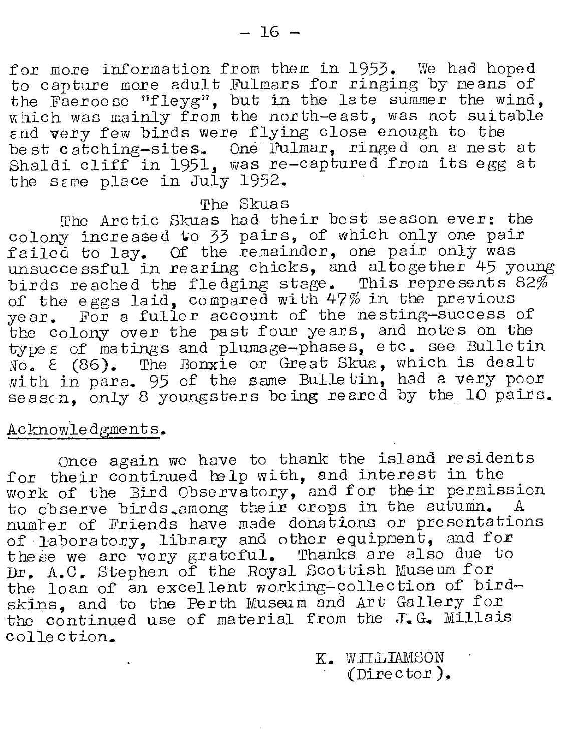for more information from them in 1953. We had hoped to capture more adult Fulmars for ringing by means of the Faeroese "fleyg", but in the late summer the wind, which was mainly from the north-east, was not suitable and very few birds were flying close enough to the best catching-sites. One Fulmar, ringed on a nest at Shaldi cliff in 1951, was re-captured from its egg at the same place in July 1952.

### The Skuas

The Arctic Skuas had their best season ever: the colony increased to 33 pairs, of which only one pair failed to lay. Of the remainder, one pair only was unsuccessful in rearing chicks, and altogether 45 young birds reached the fledging stage. This represents 82% of the eggs laid, compared with 47% in the previous year. For a fuller account of the nesting-success of the colony over the past four years, and notes on the types of matings and plumage-phases, etc. see Bulletin No. 8 (86). The Bonxie or Great Skua, which is dealt with in para. 95 of the same Bulletin, had a very poor season, only 8 youngsters being reared by the 10 pairs.

## Acknowledgments.

Once again we have to thank the island residents for their continued help with, and interest in the work of the Bird Observatory, and for their permission to observe birds among their crops in the autumn. A number of Friends have made donations or presentations of laboratory, library and other equipment, and for these we are very grateful. Thanks are also due to Dr. A.C. Stephen of the Royal Scottish Museum for the loan of an excellent working-collection of bird-skins, and to the Perth Museum and Art Gallery for the continued use of material from the J.G. Millais collection.

K. WILLIAMSON
(Director).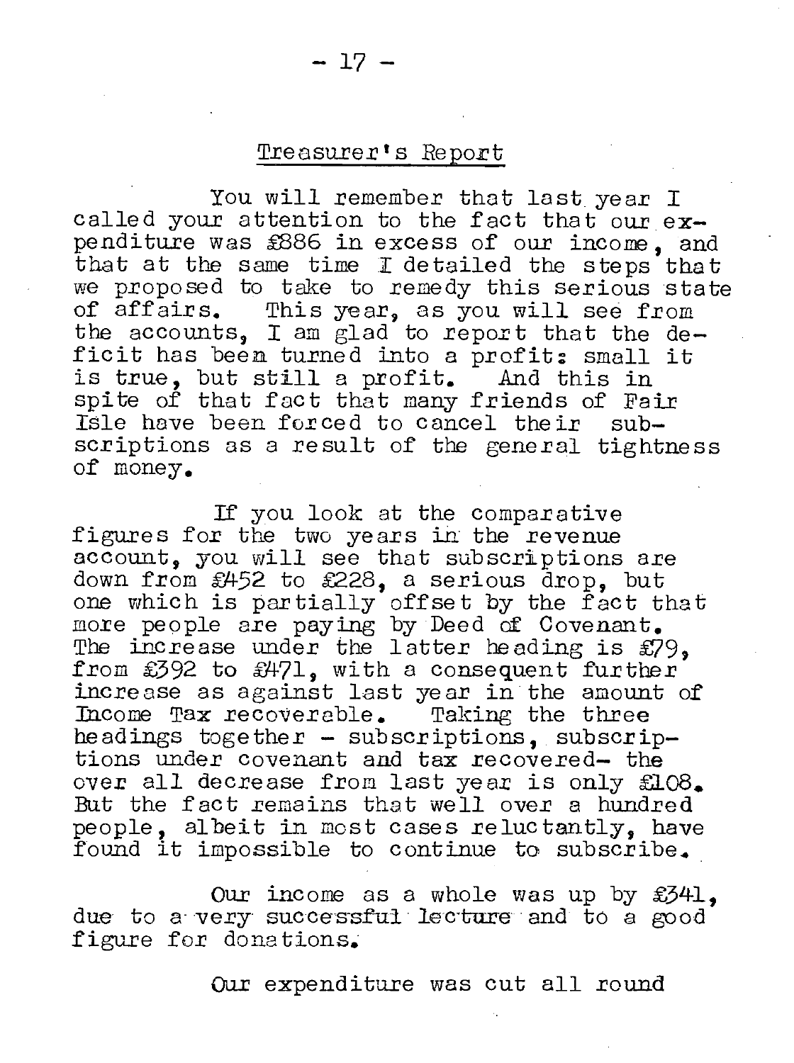## Treasurer's Report

You will remember that last year I called your attention to the fact that our expenditure was £886 in excess of our income, and that at the same time I detailed the steps that we proposed to take to remedy this serious state of affairs. This year, as you will see from the accounts, I am glad to report that the deficit has been turned into a profit: small it is true, but still a profit. And this in spite of that fact that many friends of Fair Isle have been forced to cancel their subscriptions as a result of the general tightness of money.

If you look at the comparative figures for the two years in the revenue account, you will see that subscriptions are down from £452 to £228, a serious drop, but one which is partially offset by the fact that more people are paying by Deed of Covenant. The increase under the latter heading is £79, from £392 to £471, with a consequent further increase as against last year in the amount of Income Tax recoverable. Taking the three headings together - subscriptions, subscriptions under covenant and tax recovered- the over all decrease from last year is only £108. But the fact remains that well over a hundred people, albeit in most cases reluctantly, have found it impossible to continue to subscribe.

Our income as a whole was up by £341, due to a very successful lecture and to a good figure for donations.

Our expenditure was cut all round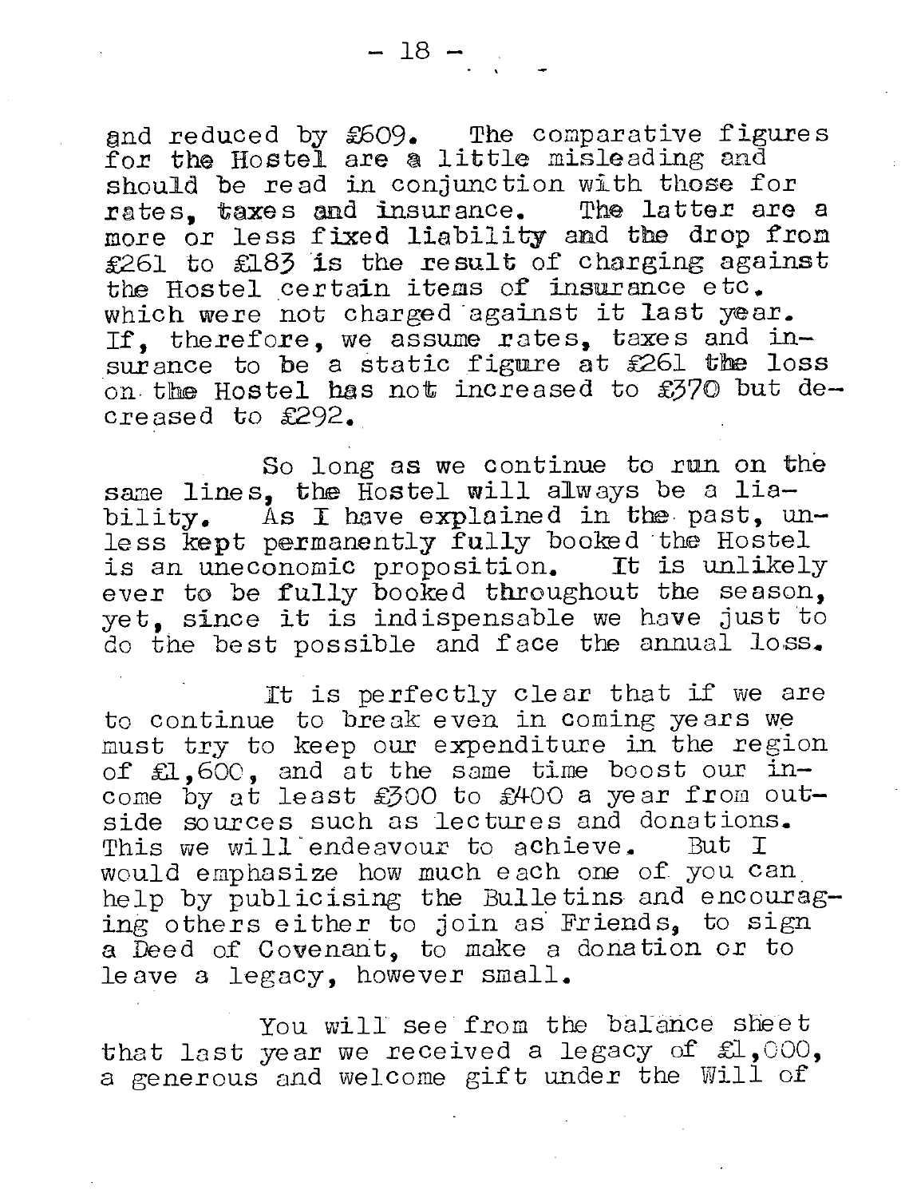and reduced by £609. The comparative figures for the Hostel are a little misleading and should be read in conjunction with those for rates, taxes and insurance. The latter are a more or less fixed liability and the drop from £261 to £183 is the result of charging against the Hostel certain items of insurance etc. which were not charged against it last year. If, therefore, we assume rates, taxes and insurance to be a static figure at £261 the loss on the Hostel has not increased to £370 but decreased to £292.

So long as we continue to run on the same lines, the Hostel will always be a liability. As I have explained in the past, unless kept permanently fully booked the Hostel is an uneconomic proposition. It is unlikely ever to be fully booked throughout the season, yet, since it is indispensable we have just to do the best possible and face the annual loss.

It is perfectly clear that if we are to continue to break even in coming years we must try to keep our expenditure in the region of £1,600, and at the same time boost our income by at least £300 to £400 a year from outside sources such as lectures and donations. This we will endeavour to achieve. But I would emphasize how much each one of you can help by publicising the Bulletins and encouraging others either to join as Friends, to sign a Deed of Covenant, to make a donation or to leave a legacy, however small.

You will see from the balance sheet that last year we received a legacy of £1,000, a generous and welcome gift under the Will of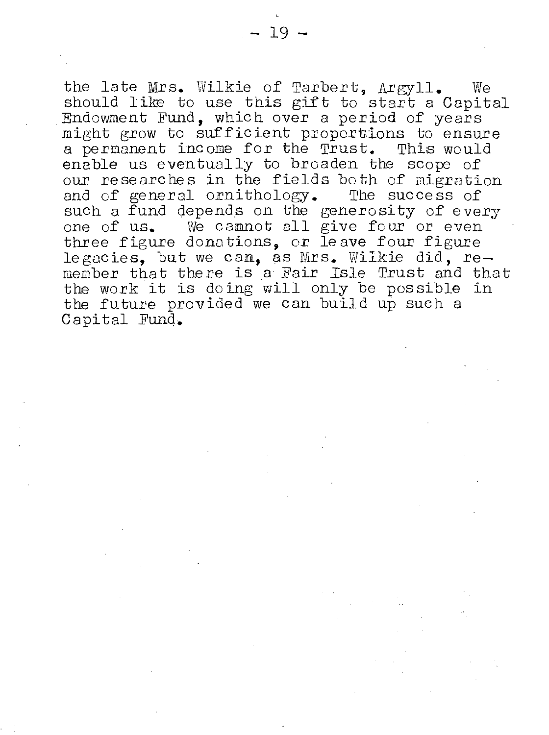the late Mrs. Wilkie of Tarbert, Argyll. We should like to use this gift to start a Capital Endowment Fund, which over a period of years might grow to sufficient proportions to ensure a permanent income for the Trust. This would enable us eventually to broaden the scope of our researches in the fields both of migration and of general ornithology. The success of such a fund depends on the generosity of every one of us. We cannot all give four or even three figure donations, or leave four figure legacies, but we can, as Mrs. Wilkie did, remember that there is a Fair Isle Trust and that the work it is doing will only be possible in the future provided we can build up such a Capital Fund.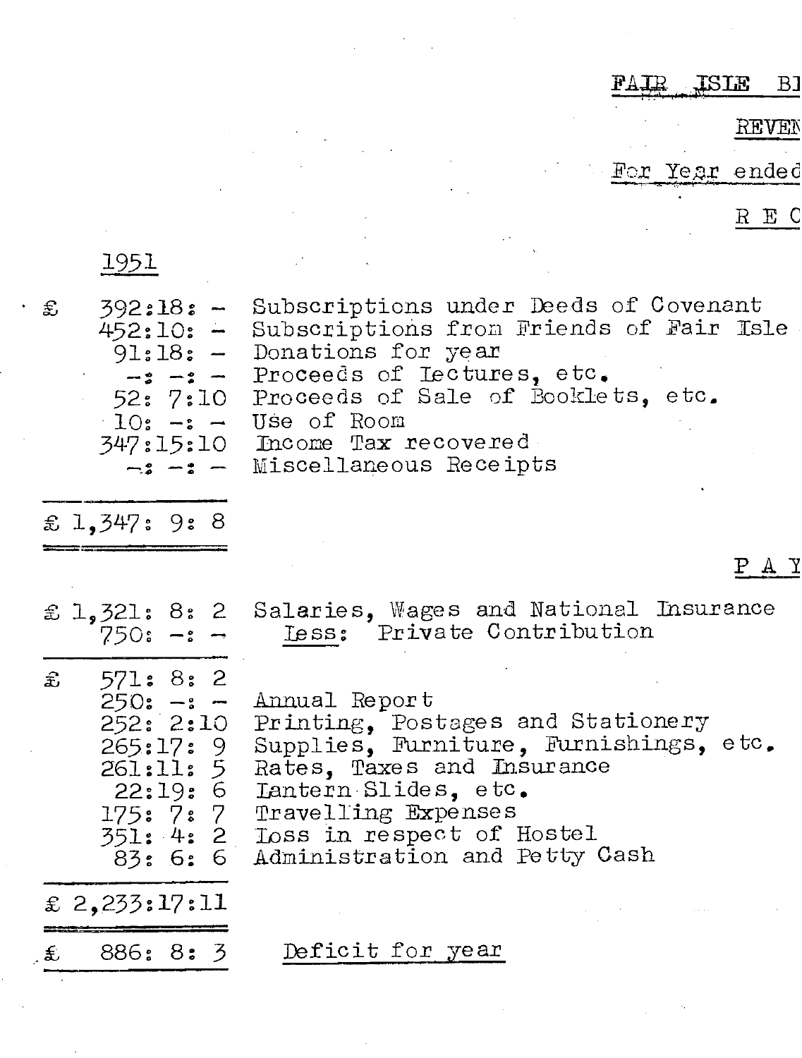FAIR ISLE BI

REVEN

For Year ended

R E C

| 1951 | |
|---|---|
| £ 392:18: – | Subscriptions under Deeds of Covenant |
| 452:10: – | Subscriptions from Friends of Fair Isle |
| 91:18: – | Donations for year |
| –: –: – | Proceeds of Lectures, etc. |
| 52: 7:10 | Proceeds of Sale of Booklets, etc. |
| 10: –: – | Use of Room |
| 347:15:10 | Income Tax recovered |
| –: –: – | Miscellaneous Receipts |
| £ 1,347: 9: 8 | |

P A Y

| | |
|---|---|
| £ 1,321: 8: 2 | Salaries, Wages and National Insurance |
| 750: –: – | Less: Private Contribution |
| £ 571: 8: 2 | |
| 250: –: – | Annual Report |
| 252: 2:10 | Printing, Postages and Stationery |
| 265:17: 9 | Supplies, Furniture, Furnishings, etc. |
| 261:11: 5 | Rates, Taxes and Insurance |
| 22:19: 6 | Lantern Slides, etc. |
| 175: 7: 7 | Travelling Expenses |
| 351: 4: 2 | Loss in respect of Hostel |
| 83: 6: 6 | Administration and Petty Cash |
| £ 2,233:17:11 | |
| £ 886: 8: 3 | Deficit for year |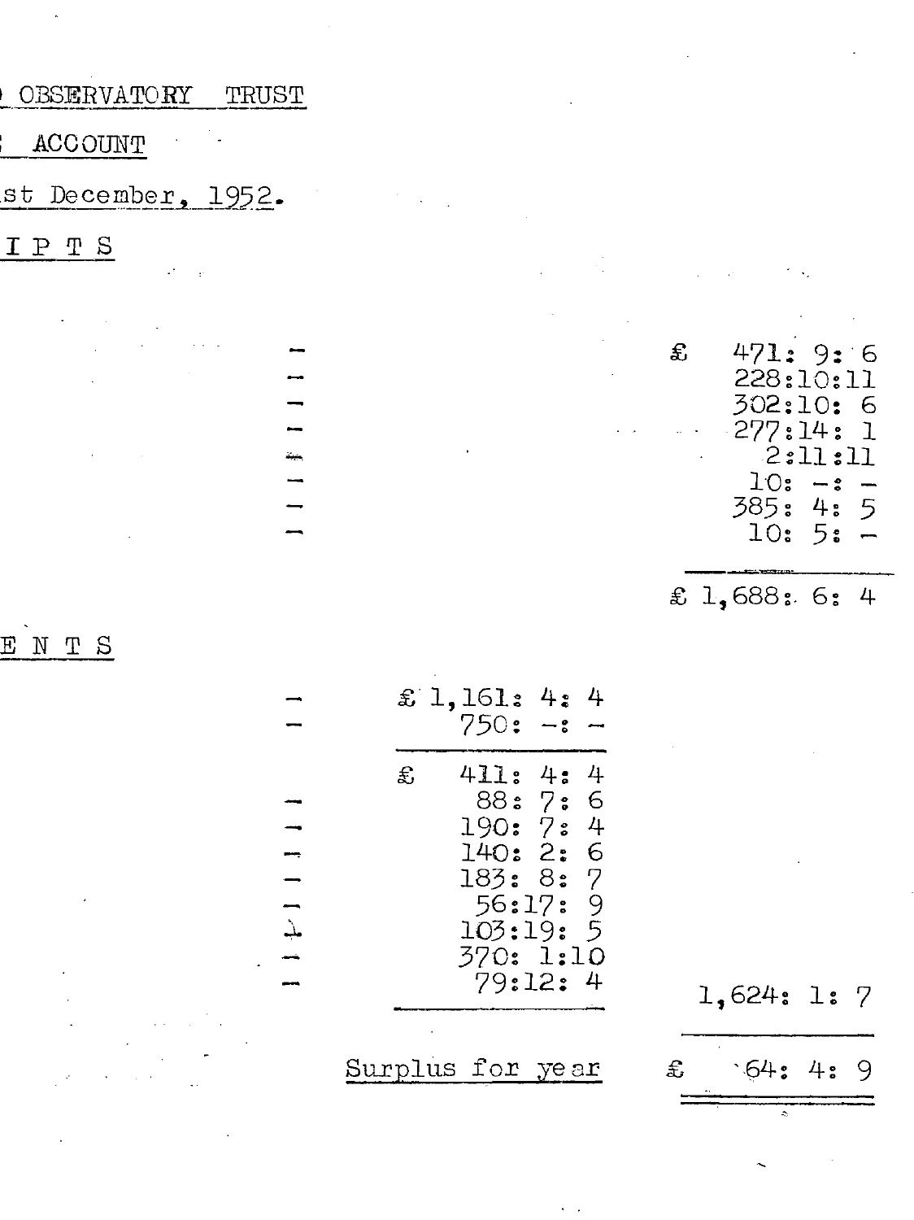) OBSERVATORY TRUST

: ACCOUNT

.st December, 1952.

I P T S

| | | |
|---|---|---|
| – | | £ 471: 9: 6 |
| – | | 228:10:11 |
| – | | 302:10: 6 |
| – | | 277:14: 1 |
| – | | 2:11:11 |
| – | | 10: –: – |
| – | | 385: 4: 5 |
| – | | 10: 5: – |
| | | £ 1,688: 6: 4 |

E N T S

| | | |
|---|---|---|
| – | £ 1,161: 4: 4 | |
| – | 750: –: – | |
| | £ 411: 4: 4 | |
| – | 88: 7: 6 | |
| – | 190: 7: 4 | |
| – | 140: 2: 6 | |
| – | 183: 8: 7 | |
| – | 56:17: 9 | |
| – | 103:19: 5 | |
| – | 370: 1:10 | |
| – | 79:12: 4 | 1,624: 1: 7 |
| | Surplus for year | £ 64: 4: 9 |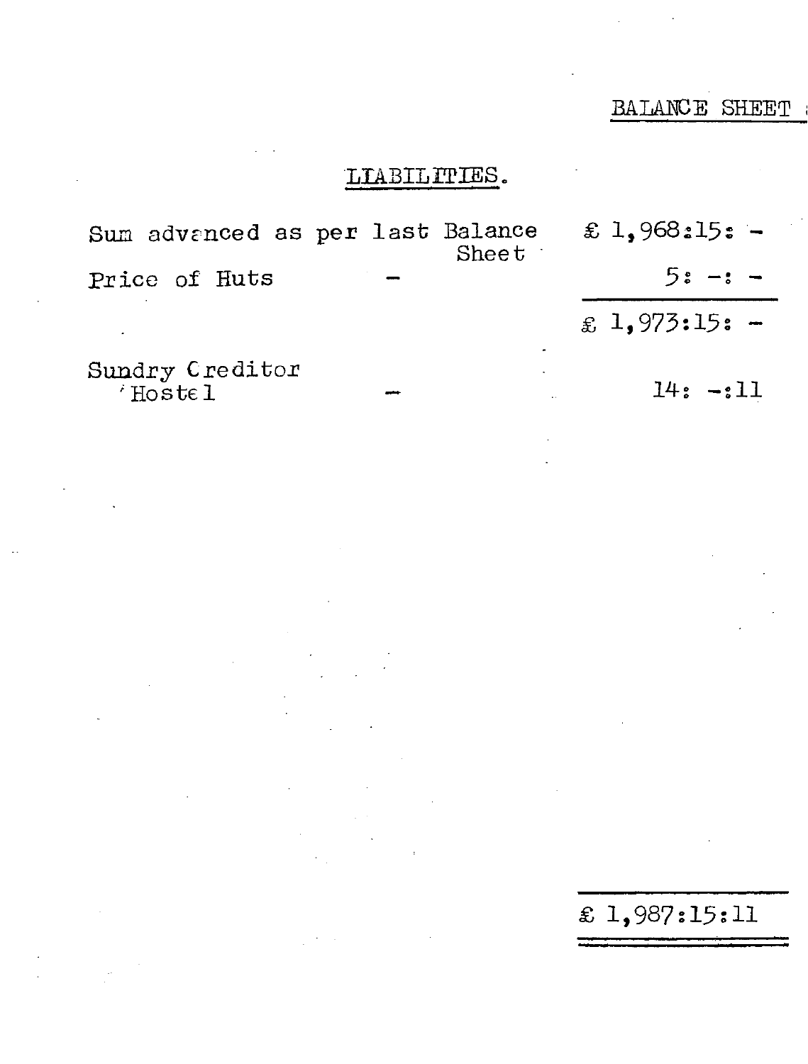BALANCE SHEET

## LIABILITIES.

| | | |
|---|---|---|
| Sum advanced as per last Balance Sheet | | £ 1,968:15: - |
| Price of Huts | - | 5: -: - |
| | | £ 1,973:15: - |
| Sundry Creditor Hostel | - | 14: -:11 |
| | | £ 1,987:15:11 |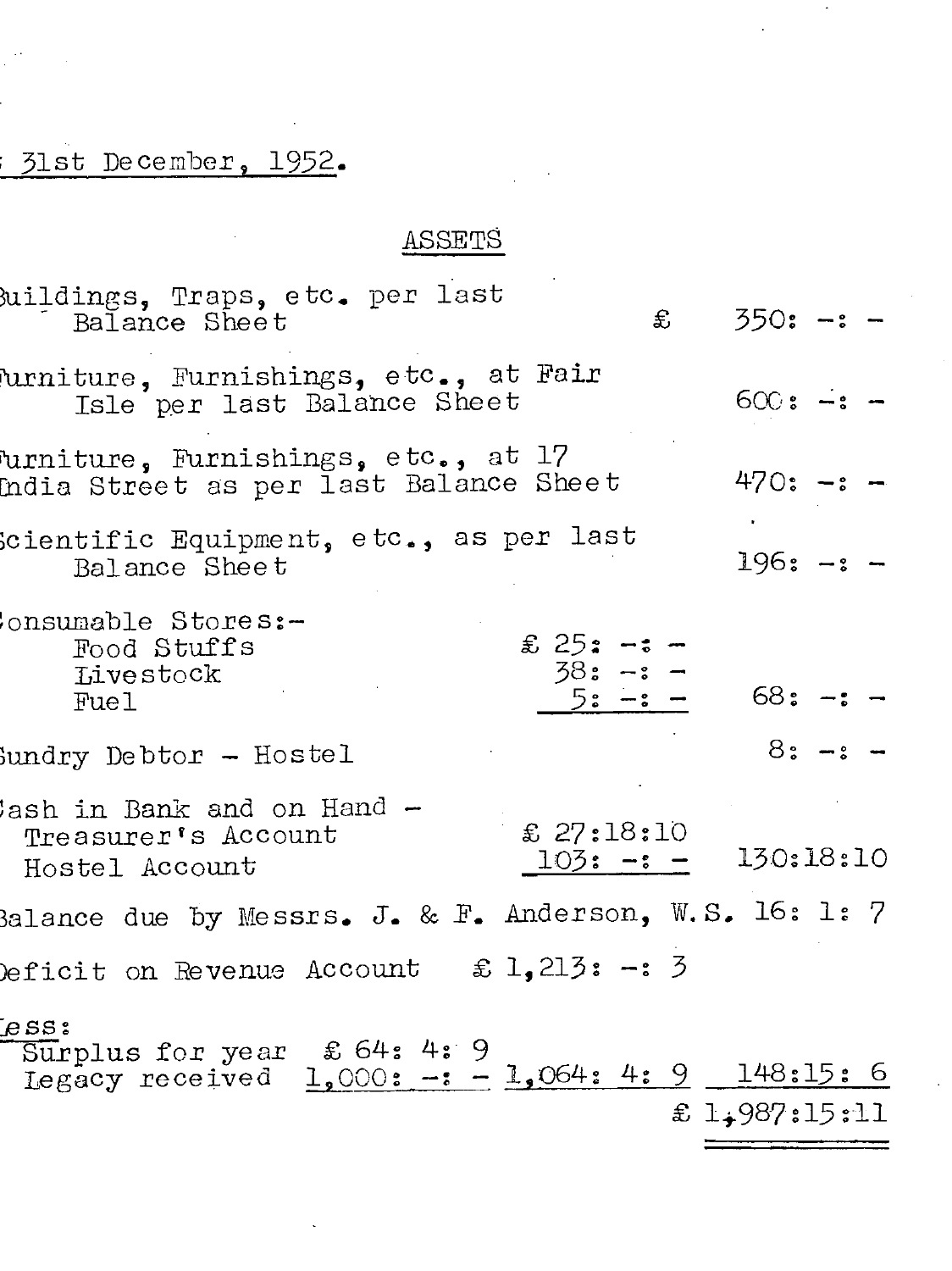31st December, 1952.

## ASSETS

| | | |
|---|---|---|
| Buildings, Traps, etc. per last Balance Sheet | | £ 350: -: - |
| Furniture, Furnishings, etc., at Fair Isle per last Balance Sheet | | 600: -: - |
| Furniture, Furnishings, etc., at 17 India Street as per last Balance Sheet | | 470: -: - |
| Scientific Equipment, etc., as per last Balance Sheet | | 196: -: - |
| Consumable Stores:- | | |
| Food Stuffs | £ 25: -: - | |
| Livestock | 38: -: - | |
| Fuel | 5: -: - | 68: -: - |
| Sundry Debtor - Hostel | | 8: -: - |
| Cash in Bank and on Hand - | | |
| Treasurer's Account | £ 27:18:10 | |
| Hostel Account | 103: -: - | 130:18:10 |
| Balance due by Messrs. J. & F. Anderson, W.S. | | 16: 1: 7 |
| Deficit on Revenue Account | £ 1,213: -: 3 | |
| Less: | | |
| Surplus for year £ 64: 4: 9 | | |
| Legacy received 1,000: -: - | 1,064: 4: 9 | 148:15: 6 |
| | | £ 1,987:15:11 |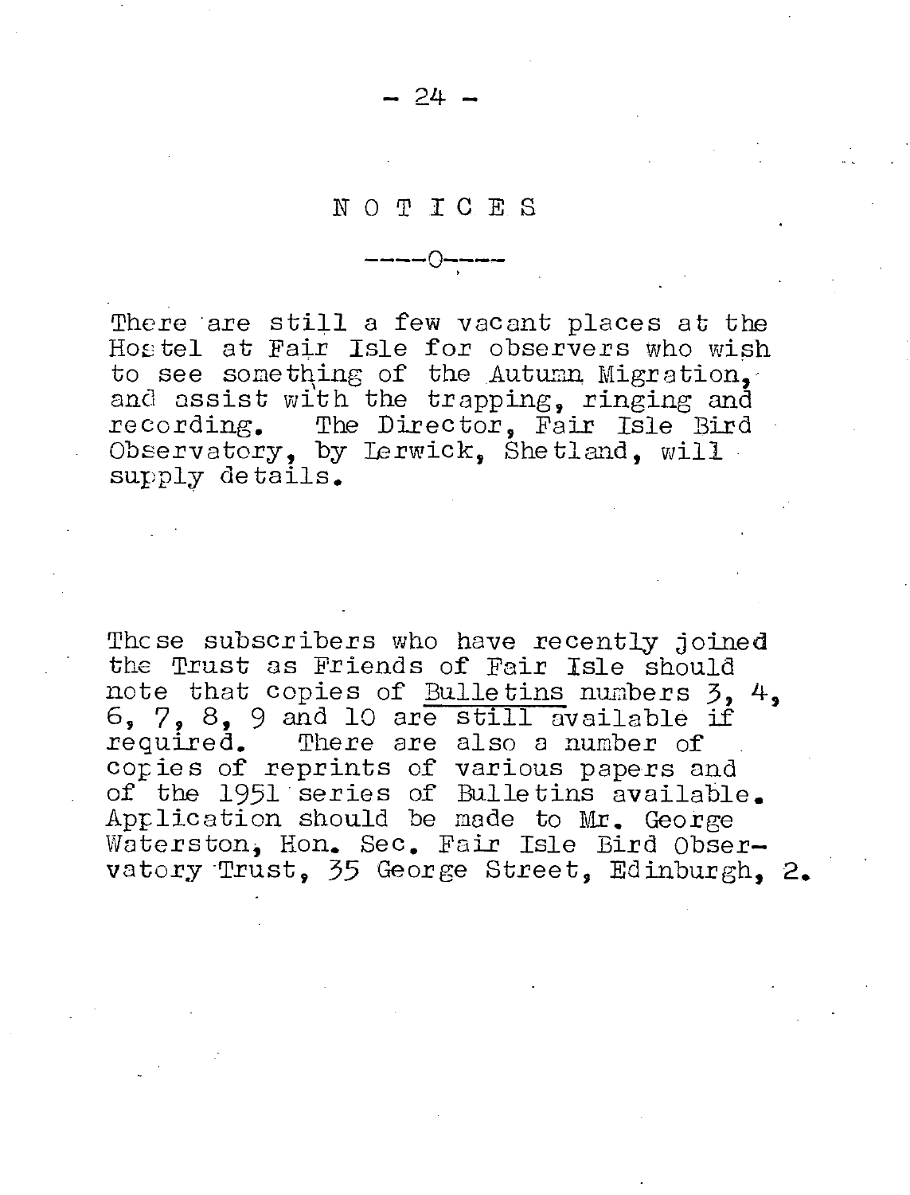# NOTICES

-----o-----

There are still a few vacant places at the Hostel at Fair Isle for observers who wish to see something of the Autumn Migration, and assist with the trapping, ringing and recording. The Director, Fair Isle Bird Observatory, by Lerwick, Shetland, will supply details.

Those subscribers who have recently joined the Trust as Friends of Fair Isle should note that copies of Bulletins numbers 3, 4, 6, 7, 8, 9 and 10 are still available if required. There are also a number of copies of reprints of various papers and of the 1951 series of Bulletins available. Application should be made to Mr. George Waterston, Hon. Sec. Fair Isle Bird Observatory Trust, 35 George Street, Edinburgh, 2.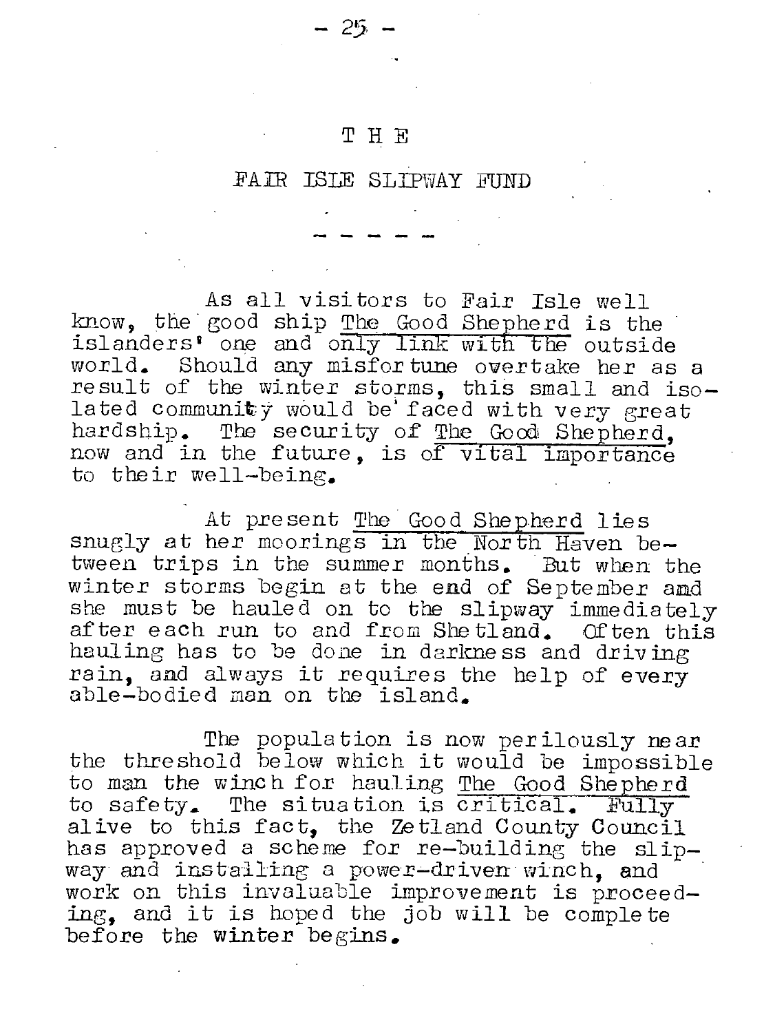# THE

## FAIR ISLE SLIPWAY FUND

- - - - -

As all visitors to Fair Isle well know, the good ship The Good Shepherd is the islanders' one and only link with the outside world. Should any misfortune overtake her as a result of the winter storms, this small and isolated community would be faced with very great hardship. The security of The Good Shepherd, now and in the future, is of vital importance to their well-being.

At present The Good Shepherd lies snugly at her moorings in the North Haven between trips in the summer months. But when the winter storms begin at the end of September and she must be hauled on to the slipway immediately after each run to and from Shetland. Often this hauling has to be done in darkness and driving rain, and always it requires the help of every able-bodied man on the island.

The population is now perilously near the threshold below which it would be impossible to man the winch for hauling The Good Shepherd to safety. The situation is critical. Fully alive to this fact, the Zetland County Council has approved a scheme for re-building the slipway and installing a power-driven winch, and work on this invaluable improvement is proceeding, and it is hoped the job will be complete before the winter begins.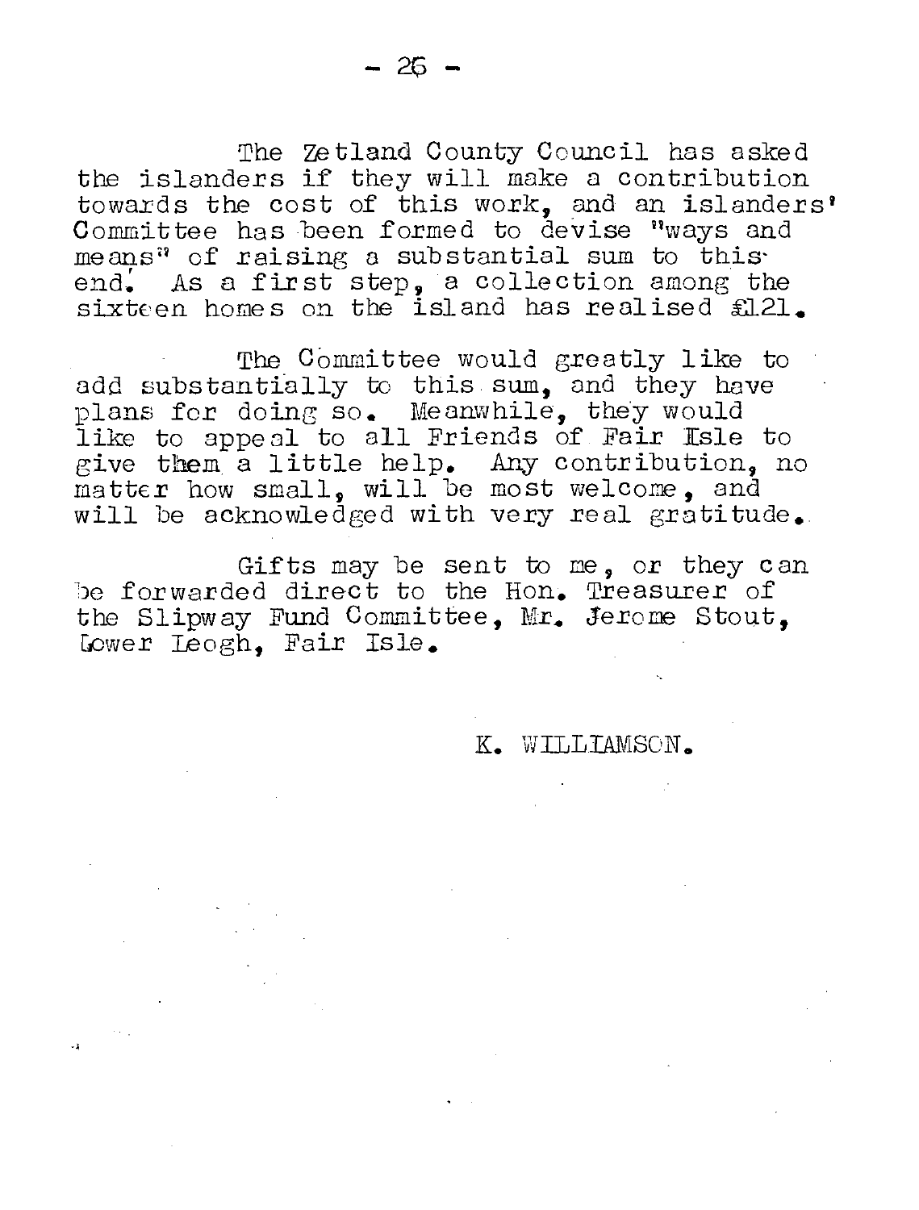The Zetland County Council has asked the islanders if they will make a contribution towards the cost of this work, and an islanders' Committee has been formed to devise "ways and means" of raising a substantial sum to this end. As a first step, a collection among the sixteen homes on the island has realised £121.

The Committee would greatly like to add substantially to this sum, and they have plans for doing so. Meanwhile, they would like to appeal to all Friends of Fair Isle to give them a little help. Any contribution, no matter how small, will be most welcome, and will be acknowledged with very real gratitude.

Gifts may be sent to me, or they can be forwarded direct to the Hon. Treasurer of the Slipway Fund Committee, Mr. Jerome Stout, Lower Leogh, Fair Isle.

K. WILLIAMSON.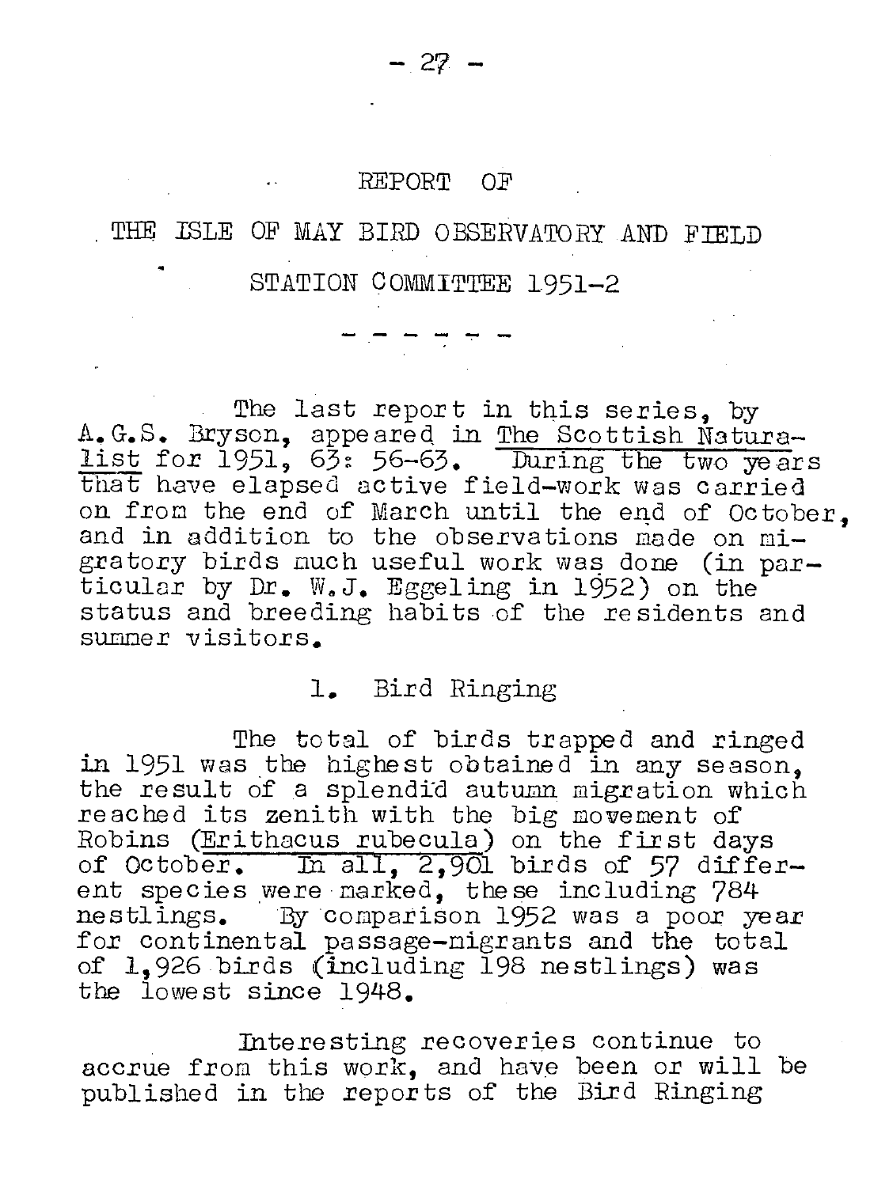# REPORT OF

# THE ISLE OF MAY BIRD OBSERVATORY AND FIELD STATION COMMITTEE 1951-2

- - - - - -

The last report in this series, by A.G.S. Bryson, appeared in _The Scottish Naturalist_ for 1951, 63: 56-63. During the two years that have elapsed active field-work was carried on from the end of March until the end of October, and in addition to the observations made on migratory birds much useful work was done (in particular by Dr. W.J. Eggeling in 1952) on the status and breeding habits of the residents and summer visitors.

## 1. Bird Ringing

The total of birds trapped and ringed in 1951 was the highest obtained in any season, the result of a splendid autumn migration which reached its zenith with the big movement of Robins (_Erithacus rubecula_) on the first days of October. In all, 2,901 birds of 57 different species were marked, these including 784 nestlings. By comparison 1952 was a poor year for continental passage-migrants and the total of 1,926 birds (including 198 nestlings) was the lowest since 1948.

Interesting recoveries continue to accrue from this work, and have been or will be published in the reports of the Bird Ringing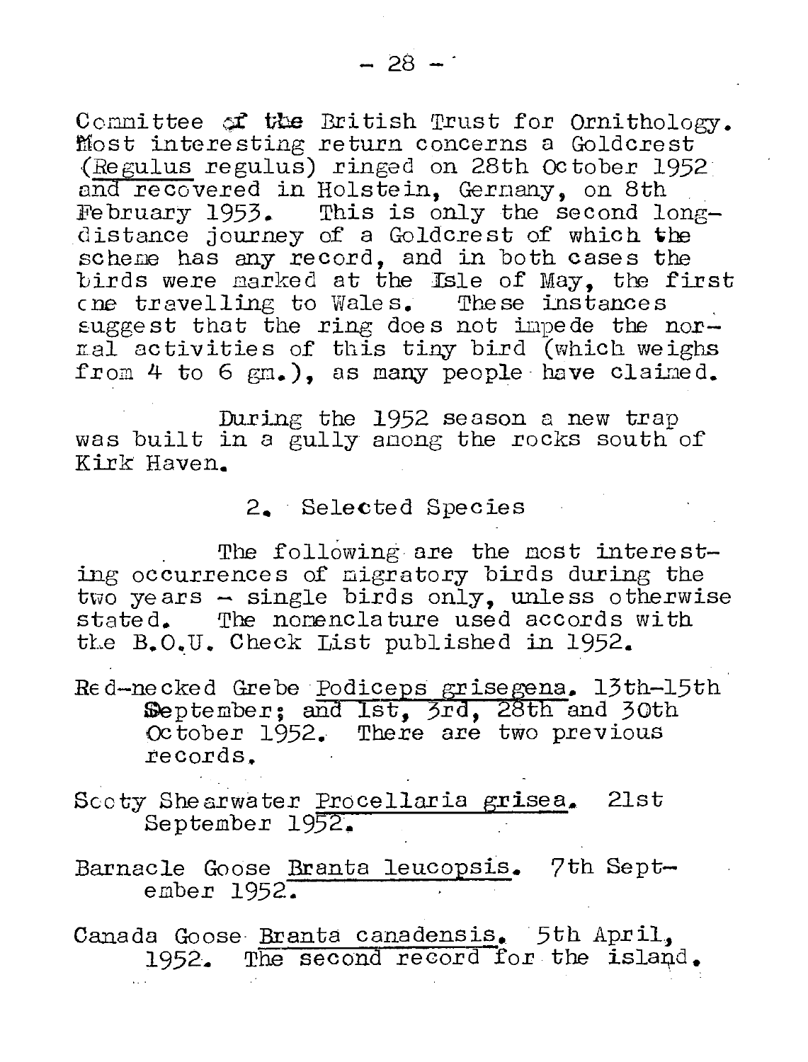Committee of the British Trust for Ornithology. Most interesting return concerns a Goldcrest (Regulus regulus) ringed on 28th October 1952 and recovered in Holstein, Germany, on 8th February 1953. This is only the second long-distance journey of a Goldcrest of which the scheme has any record, and in both cases the birds were marked at the Isle of May, the first one travelling to Wales. These instances suggest that the ring does not impede the normal activities of this tiny bird (which weighs from 4 to 6 gm.), as many people have claimed.

During the 1952 season a new trap was built in a gully among the rocks south of Kirk Haven.

## 2. Selected Species

The following are the most interesting occurrences of migratory birds during the two years - single birds only, unless otherwise stated. The nomenclature used accords with the B.O.U. Check List published in 1952.

Red-necked Grebe Podiceps grisegena. 13th-15th September; and 1st, 3rd, 28th and 30th October 1952. There are two previous records.

Sooty Shearwater Procellaria grisea. 21st September 1952.

Barnacle Goose Branta leucopsis. 7th September 1952.

Canada Goose Branta canadensis. 5th April, 1952. The second record for the island.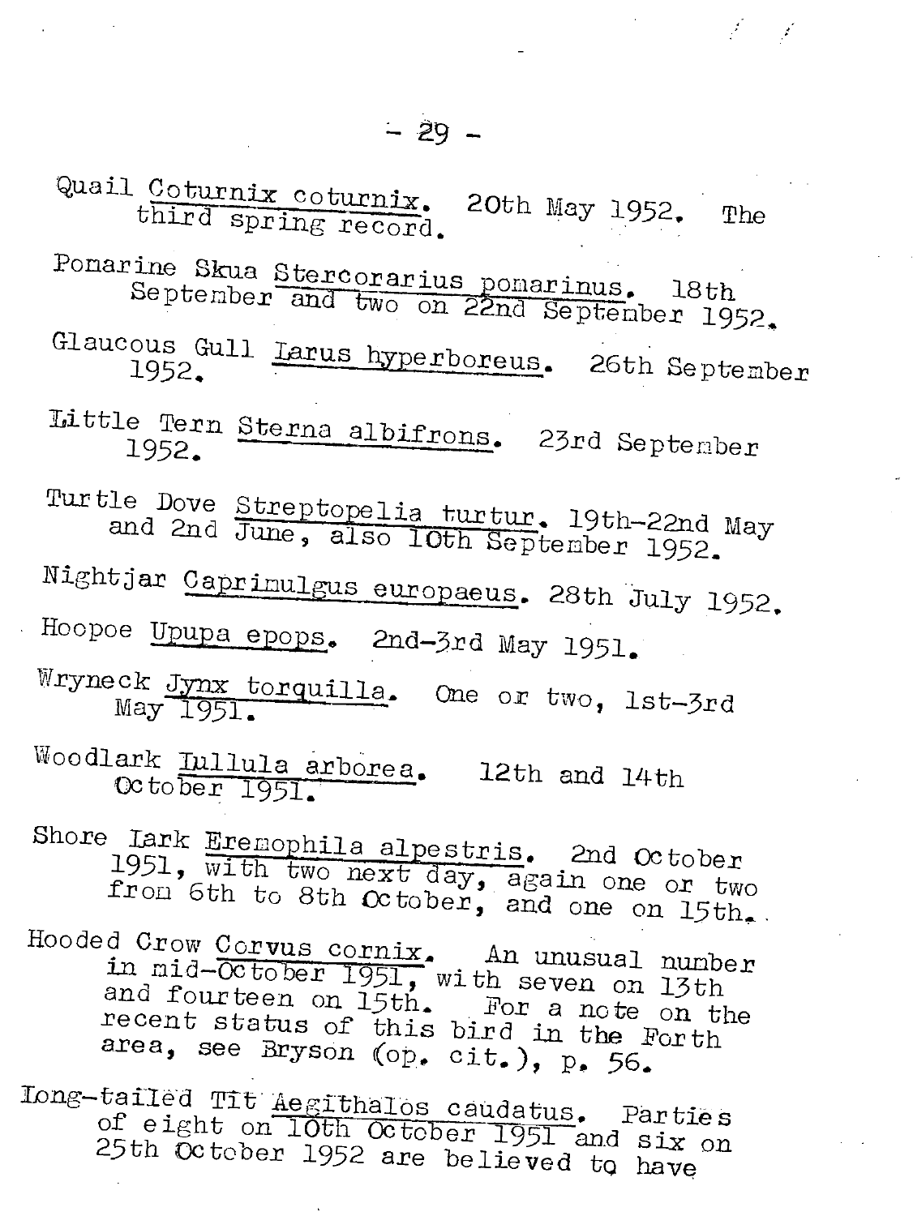Quail _Coturnix coturnix._ 20th May 1952. The third spring record.

Pomarine Skua _Stercorarius pomarinus._ 18th September and two on 22nd September 1952.

Glaucous Gull _Larus hyperboreus._ 26th September 1952.

Little Tern _Sterna albifrons._ 23rd September 1952.

Turtle Dove _Streptopelia turtur._ 19th-22nd May and 2nd June, also 10th September 1952.

Nightjar _Caprimulgus europaeus._ 28th July 1952.

Hoopoe _Upupa epops._ 2nd-3rd May 1951.

Wryneck _Jynx torquilla._ One or two, 1st-3rd May 1951.

Woodlark _Lullula arborea._ 12th and 14th October 1951.

Shore Lark _Eremophila alpestris._ 2nd October 1951, with two next day, again one or two from 6th to 8th October, and one on 15th.

Hooded Crow _Corvus cornix._ An unusual number in mid-October 1951, with seven on 13th and fourteen on 15th. For a note on the recent status of this bird in the Forth area, see Bryson (op. cit.), p. 56.

Long-tailed Tit _Aegithalos caudatus._ Parties of eight on 10th October 1951 and six on 25th October 1952 are believed to have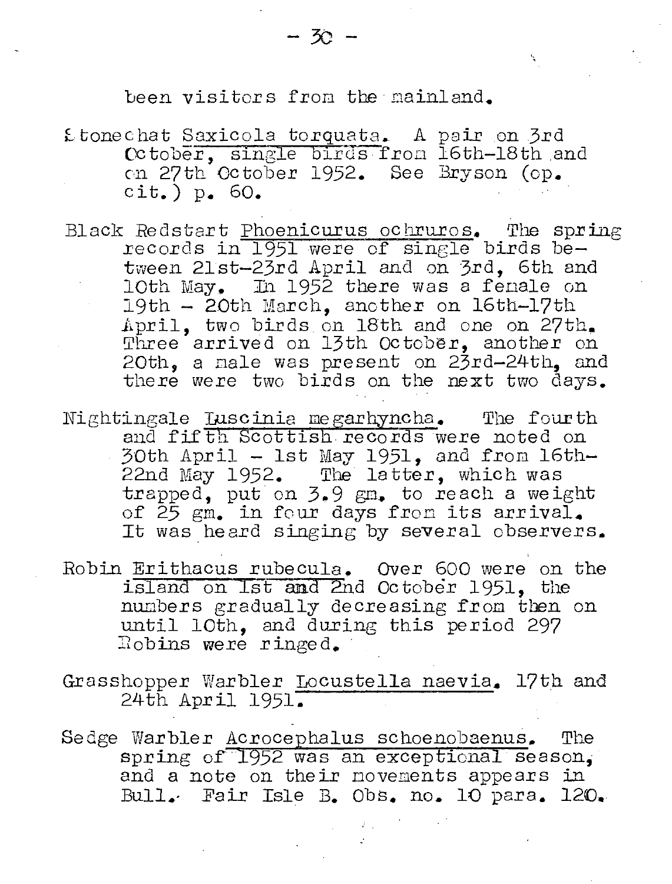been visitors from the mainland.

Stonechat Saxicola torquata. A pair on 3rd October, single birds from 16th-18th and on 27th October 1952. See Bryson (op. cit.) p. 60.

Black Redstart Phoenicurus ochruros. The spring records in 1951 were of single birds between 21st-23rd April and on 3rd, 6th and 10th May. In 1952 there was a female on 19th - 20th March, another on 16th-17th April, two birds on 18th and one on 27th. Three arrived on 13th October, another on 20th, a male was present on 23rd-24th, and there were two birds on the next two days.

Nightingale Luscinia megarhyncha. The fourth and fifth Scottish records were noted on 30th April - 1st May 1951, and from 16th-22nd May 1952. The latter, which was trapped, put on 3.9 gm. to reach a weight of 25 gm. in four days from its arrival. It was heard singing by several observers.

Robin Erithacus rubecula. Over 600 were on the island on 1st and 2nd October 1951, the numbers gradually decreasing from then on until 10th, and during this period 297 Robins were ringed.

Grasshopper Warbler Locustella naevia. 17th and 24th April 1951.

Sedge Warbler Acrocephalus schoenobaenus. The spring of 1952 was an exceptional season, and a note on their movements appears in Bull. Fair Isle B. Obs. no. 10 para. 120.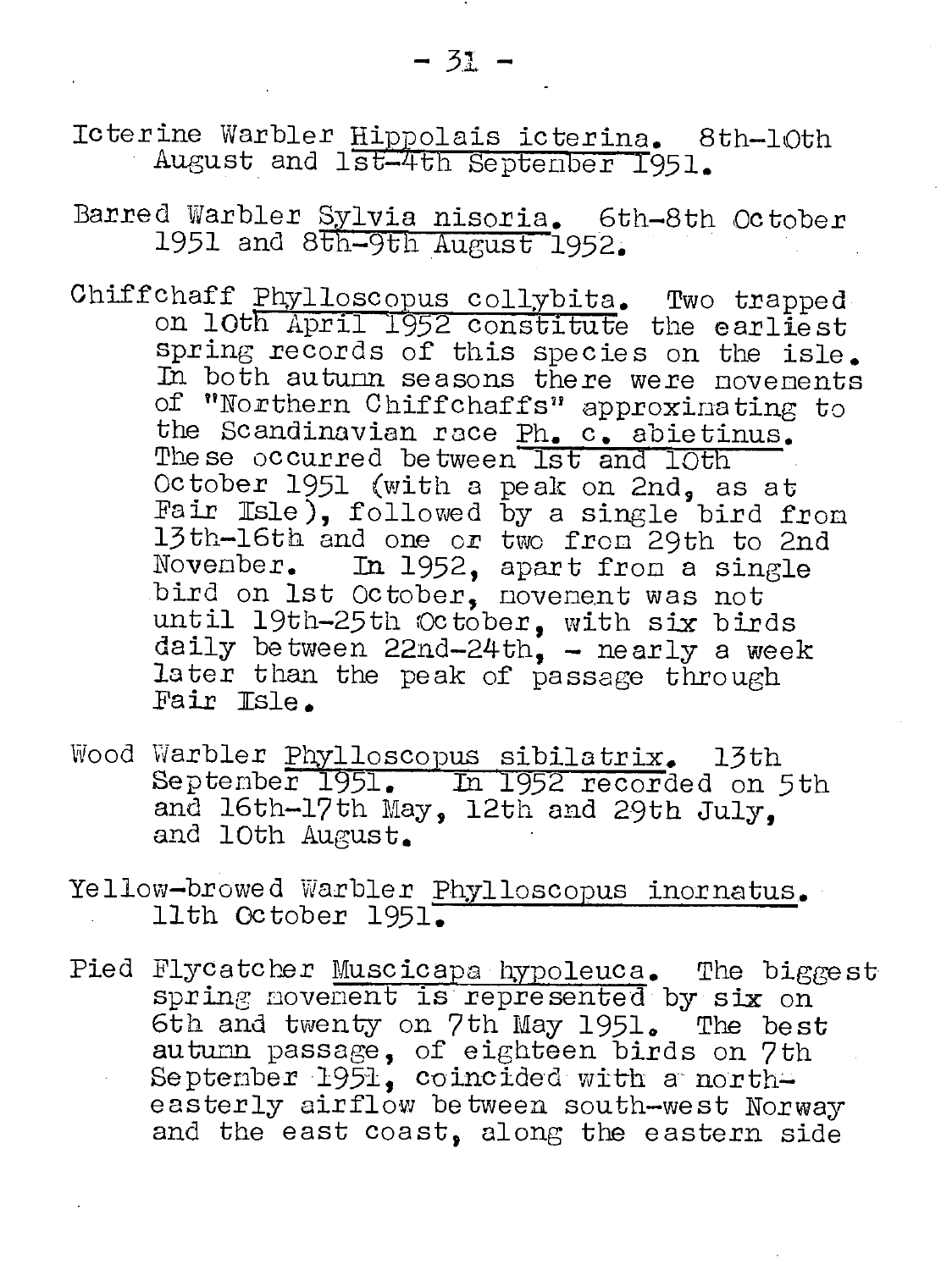Icterine Warbler Hippolais icterina. 8th-10th August and 1st-4th September 1951.

Barred Warbler Sylvia nisoria. 6th-8th October 1951 and 8th-9th August 1952.

Chiffchaff Phylloscopus collybita. Two trapped on 10th April 1952 constitute the earliest spring records of this species on the isle. In both autumn seasons there were movements of "Northern Chiffchaffs" approximating to the Scandinavian race Ph. c. abietinus. These occurred between 1st and 10th October 1951 (with a peak on 2nd, as at Fair Isle), followed by a single bird from 13th-16th and one or two from 29th to 2nd November. In 1952, apart from a single bird on 1st October, movement was not until 19th-25th October, with six birds daily between 22nd-24th, - nearly a week later than the peak of passage through Fair Isle.

Wood Warbler Phylloscopus sibilatrix. 13th September 1951. In 1952 recorded on 5th and 16th-17th May, 12th and 29th July, and 10th August.

Yellow-browed Warbler Phylloscopus inornatus. 11th October 1951.

Pied Flycatcher Muscicapa hypoleuca. The biggest spring movement is represented by six on 6th and twenty on 7th May 1951. The best autumn passage, of eighteen birds on 7th September 1951, coincided with a north-easterly airflow between south-west Norway and the east coast, along the eastern side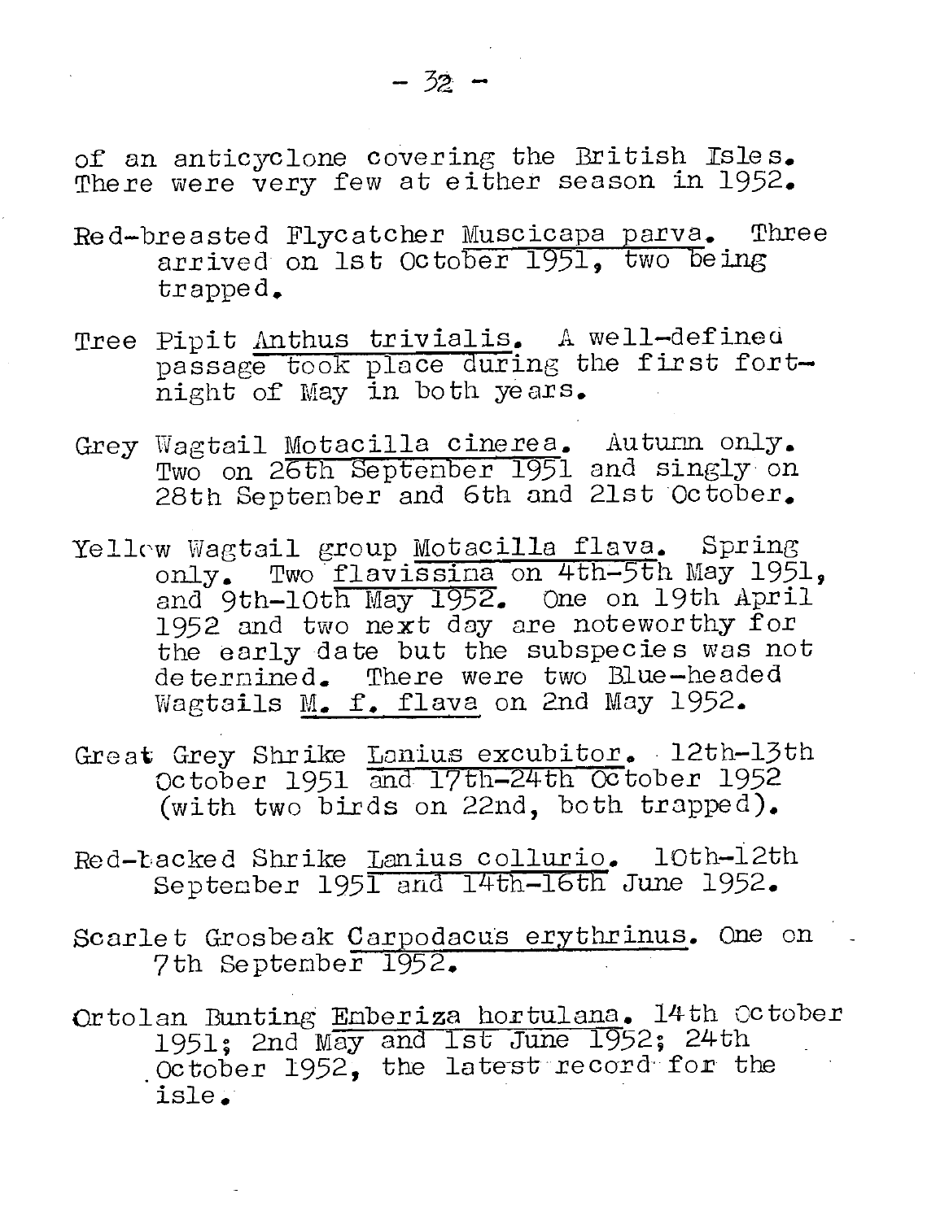of an anticyclone covering the British Isles. There were very few at either season in 1952.

Red-breasted Flycatcher *Muscicapa parva*. Three arrived on 1st October 1951, two being trapped.

Tree Pipit *Anthus trivialis*. A well-defined passage took place during the first fortnight of May in both years.

Grey Wagtail *Motacilla cinerea*. Autumn only. Two on 26th September 1951 and singly on 28th September and 6th and 21st October.

Yellow Wagtail group *Motacilla flava*. Spring only. Two *flavissima* on 4th-5th May 1951, and 9th-10th May 1952. One on 19th April 1952 and two next day are noteworthy for the early date but the subspecies was not determined. There were two Blue-headed Wagtails *M. f. flava* on 2nd May 1952.

Great Grey Shrike *Lanius excubitor*. 12th-13th October 1951 and 17th-24th October 1952 (with two birds on 22nd, both trapped).

Red-backed Shrike *Lanius collurio*. 10th-12th September 1951 and 14th-16th June 1952.

Scarlet Grosbeak *Carpodacus erythrinus*. One on 7th September 1952.

Ortolan Bunting *Emberiza hortulana*. 14th October 1951; 2nd May and 1st June 1952; 24th October 1952, the latest record for the isle.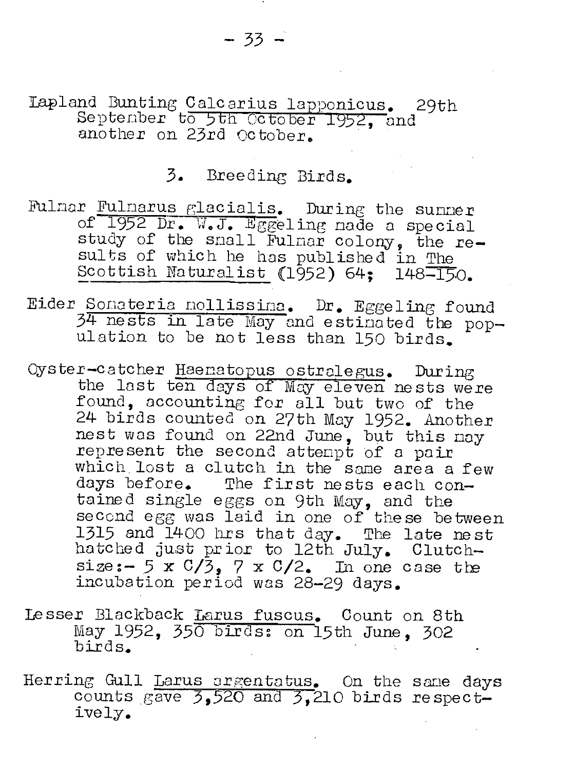Lapland Bunting _Calcarius lapponicus_. 29th September to 5th October 1952, and another on 23rd October.

### 3. Breeding Birds.

Fulmar _Fulmarus glacialis_. During the summer of 1952 Dr. W.J. Eggeling made a special study of the small Fulmar colony, the results of which he has published in _The Scottish Naturalist_ (1952) 64; 148-150.

Eider _Somateria mollissima_. Dr. Eggeling found 34 nests in late May and estimated the population to be not less than 150 birds.

Oyster-catcher _Haematopus ostralegus_. During the last ten days of May eleven nests were found, accounting for all but two of the 24 birds counted on 27th May 1952. Another nest was found on 22nd June, but this may represent the second attempt of a pair which lost a clutch in the same area a few days before. The first nests each contained single eggs on 9th May, and the second egg was laid in one of these between 1315 and 1400 hrs that day. The late nest hatched just prior to 12th July. Clutch-size:- 5 x C/3, 7 x C/2. In one case the incubation period was 28-29 days.

Lesser Blackback _Larus fuscus_. Count on 8th May 1952, 350 birds: on 15th June, 302 birds.

Herring Gull _Larus argentatus_. On the same days counts gave 3,520 and 3,210 birds respectively.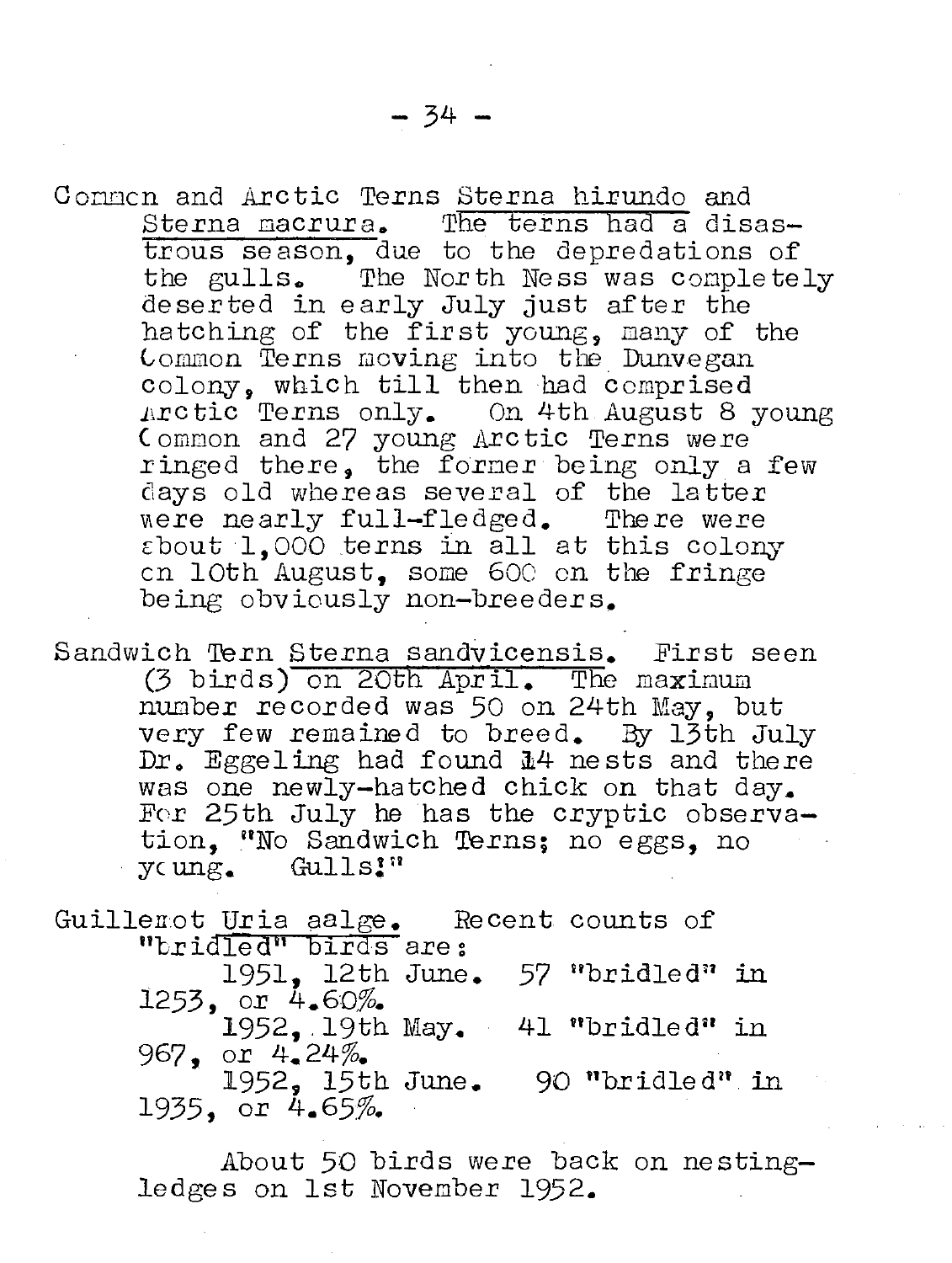Common and Arctic Terns Sterna hirundo and Sterna macrura. The terns had a disastrous season, due to the depredations of the gulls. The North Ness was completely deserted in early July just after the hatching of the first young, many of the Common Terns moving into the Dunvegan colony, which till then had comprised Arctic Terns only. On 4th August 8 young Common and 27 young Arctic Terns were ringed there, the former being only a few days old whereas several of the latter were nearly full-fledged. There were about 1,000 terns in all at this colony on 10th August, some 600 on the fringe being obviously non-breeders.

Sandwich Tern Sterna sandvicensis. First seen (3 birds) on 20th April. The maximum number recorded was 50 on 24th May, but very few remained to breed. By 13th July Dr. Eggeling had found 14 nests and there was one newly-hatched chick on that day. For 25th July he has the cryptic observation, "No Sandwich Terns; no eggs, no young. Gulls!"

Guillemot Uria aalge. Recent counts of "bridled" birds are:

1951, 12th June. 57 "bridled" in 1253, or 4.60%.
1952, 19th May. 41 "bridled" in 967, or 4.24%.
1952, 15th June. 90 "bridled" in 1935, or 4.65%.

About 50 birds were back on nesting-ledges on 1st November 1952.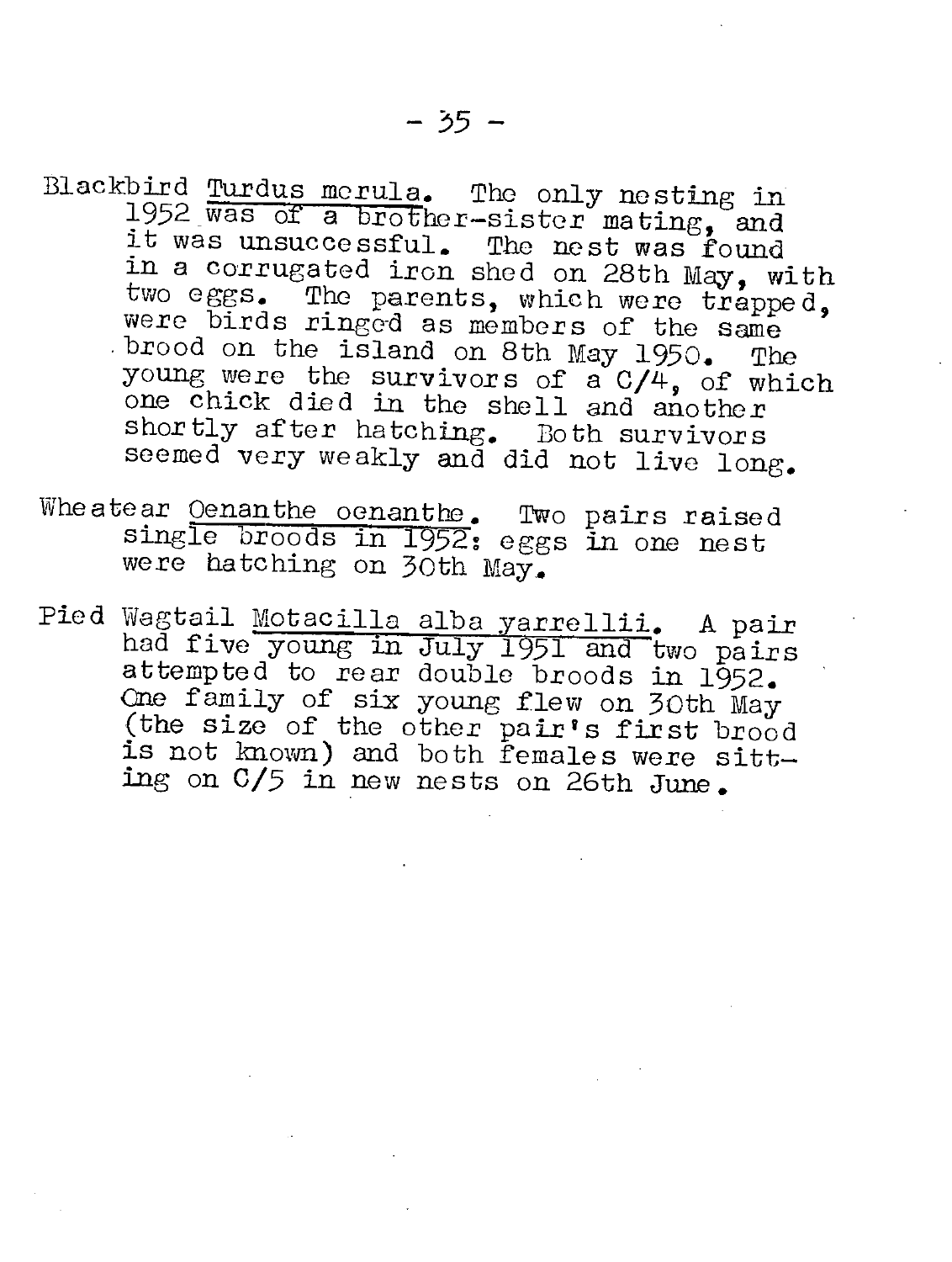Blackbird *Turdus merula*. The only nesting in 1952 was of a brother-sister mating, and it was unsuccessful. The nest was found in a corrugated iron shed on 28th May, with two eggs. The parents, which were trapped, were birds ringed as members of the same brood on the island on 8th May 1950. The young were the survivors of a C/4, of which one chick died in the shell and another shortly after hatching. Both survivors seemed very weakly and did not live long.

Wheatear *Oenanthe oenanthe*. Two pairs raised single broods in 1952: eggs in one nest were hatching on 30th May.

Pied Wagtail *Motacilla alba yarrellii*. A pair had five young in July 1951 and two pairs attempted to rear double broods in 1952. One family of six young flew on 30th May (the size of the other pair's first brood is not known) and both females were sitting on C/5 in new nests on 26th June.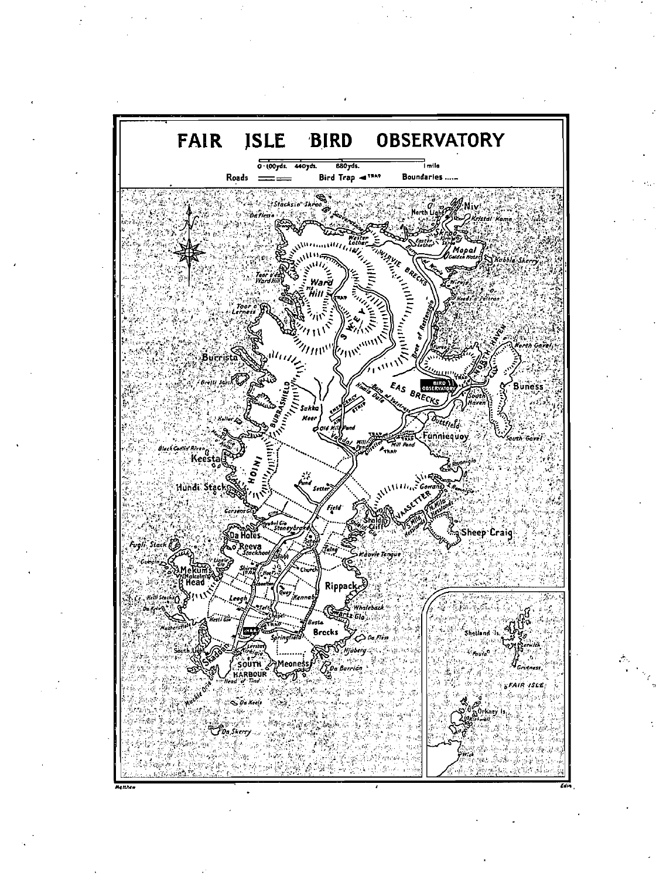# FAIR ISLE BIRD OBSERVATORY

0 100yds. 440yds. 880yds. 1 mile

Roads Bird Trap TRAP Boundaries ......